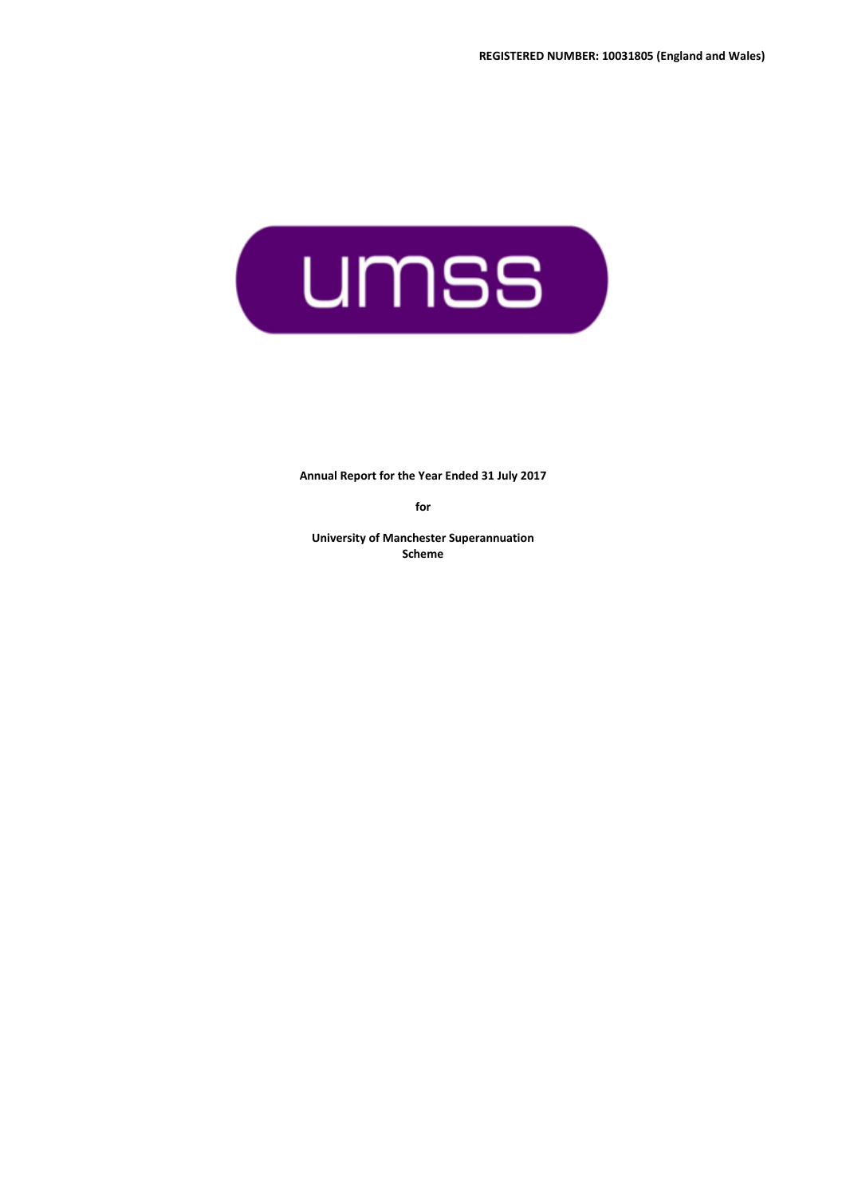REGISTERED NUMBER: 10031805 (England and Wales)

umss

**Annual Report for the Year Ended 31 July 2017**

**for**

**University of Manchester Superannuation Scheme**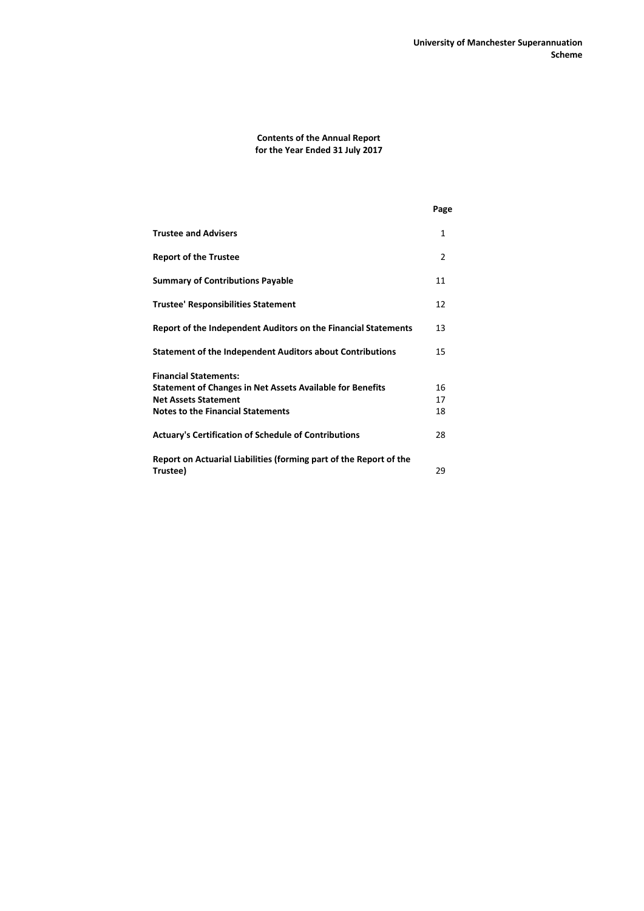**University of Manchester Superannuation Scheme**

# Contents of the Annual Report for the Year Ended 31 July 2017

| | Page |
|---|---|
| **Trustee and Advisers** | 1 |
| **Report of the Trustee** | 2 |
| **Summary of Contributions Payable** | 11 |
| **Trustee' Responsibilities Statement** | 12 |
| **Report of the Independent Auditors on the Financial Statements** | 13 |
| **Statement of the Independent Auditors about Contributions** | 15 |
| **Financial Statements:** | |
| **Statement of Changes in Net Assets Available for Benefits** | 16 |
| **Net Assets Statement** | 17 |
| **Notes to the Financial Statements** | 18 |
| **Actuary's Certification of Schedule of Contributions** | 28 |
| **Report on Actuarial Liabilities (forming part of the Report of the Trustee)** | 29 |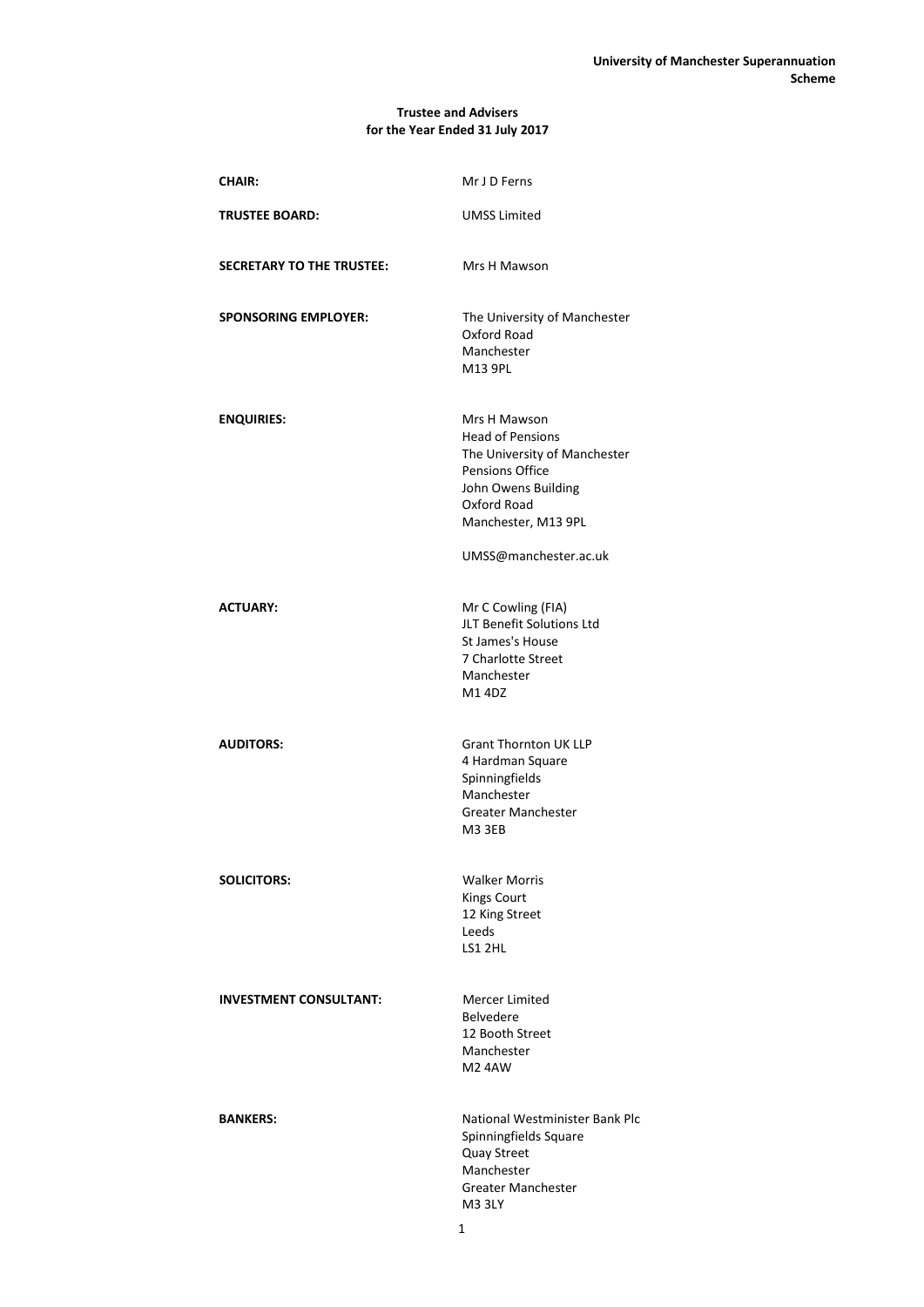**Trustee and Advisers**
**for the Year Ended 31 July 2017**

| | |
|---|---|
| **CHAIR:** | Mr J D Ferns |
| **TRUSTEE BOARD:** | UMSS Limited |
| **SECRETARY TO THE TRUSTEE:** | Mrs H Mawson |
| **SPONSORING EMPLOYER:** | The University of Manchester<br>Oxford Road<br>Manchester<br>M13 9PL |
| **ENQUIRIES:** | Mrs H Mawson<br>Head of Pensions<br>The University of Manchester<br>Pensions Office<br>John Owens Building<br>Oxford Road<br>Manchester, M13 9PL<br><br>UMSS@manchester.ac.uk |
| **ACTUARY:** | Mr C Cowling (FIA)<br>JLT Benefit Solutions Ltd<br>St James's House<br>7 Charlotte Street<br>Manchester<br>M1 4DZ |
| **AUDITORS:** | Grant Thornton UK LLP<br>4 Hardman Square<br>Spinningfields<br>Manchester<br>Greater Manchester<br>M3 3EB |
| **SOLICITORS:** | Walker Morris<br>Kings Court<br>12 King Street<br>Leeds<br>LS1 2HL |
| **INVESTMENT CONSULTANT:** | Mercer Limited<br>Belvedere<br>12 Booth Street<br>Manchester<br>M2 4AW |
| **BANKERS:** | National Westminister Bank Plc<br>Spinningfields Square<br>Quay Street<br>Manchester<br>Greater Manchester<br>M3 3LY |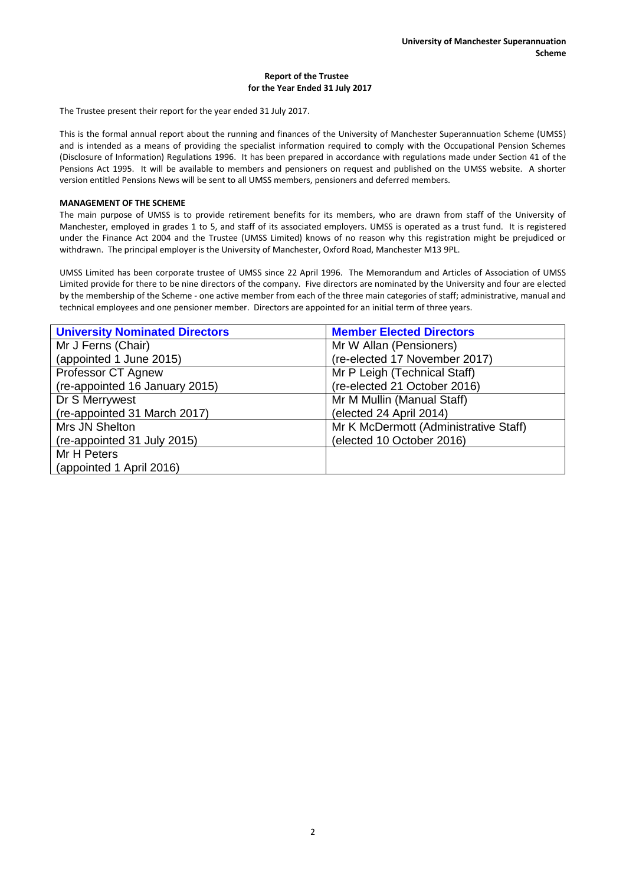## Report of the Trustee
## for the Year Ended 31 July 2017

The Trustee present their report for the year ended 31 July 2017.

This is the formal annual report about the running and finances of the University of Manchester Superannuation Scheme (UMSS) and is intended as a means of providing the specialist information required to comply with the Occupational Pension Schemes (Disclosure of Information) Regulations 1996. It has been prepared in accordance with regulations made under Section 41 of the Pensions Act 1995. It will be available to members and pensioners on request and published on the UMSS website. A shorter version entitled Pensions News will be sent to all UMSS members, pensioners and deferred members.

### MANAGEMENT OF THE SCHEME

The main purpose of UMSS is to provide retirement benefits for its members, who are drawn from staff of the University of Manchester, employed in grades 1 to 5, and staff of its associated employers. UMSS is operated as a trust fund. It is registered under the Finance Act 2004 and the Trustee (UMSS Limited) knows of no reason why this registration might be prejudiced or withdrawn. The principal employer is the University of Manchester, Oxford Road, Manchester M13 9PL.

UMSS Limited has been corporate trustee of UMSS since 22 April 1996. The Memorandum and Articles of Association of UMSS Limited provide for there to be nine directors of the company. Five directors are nominated by the University and four are elected by the membership of the Scheme - one active member from each of the three main categories of staff; administrative, manual and technical employees and one pensioner member. Directors are appointed for an initial term of three years.

| University Nominated Directors | Member Elected Directors |
|---|---|
| Mr J Ferns (Chair)<br>(appointed 1 June 2015) | Mr W Allan (Pensioners)<br>(re-elected 17 November 2017) |
| Professor CT Agnew<br>(re-appointed 16 January 2015) | Mr P Leigh (Technical Staff)<br>(re-elected 21 October 2016) |
| Dr S Merrywest<br>(re-appointed 31 March 2017) | Mr M Mullin (Manual Staff)<br>(elected 24 April 2014) |
| Mrs JN Shelton<br>(re-appointed 31 July 2015) | Mr K McDermott (Administrative Staff)<br>(elected 10 October 2016) |
| Mr H Peters<br>(appointed 1 April 2016) | |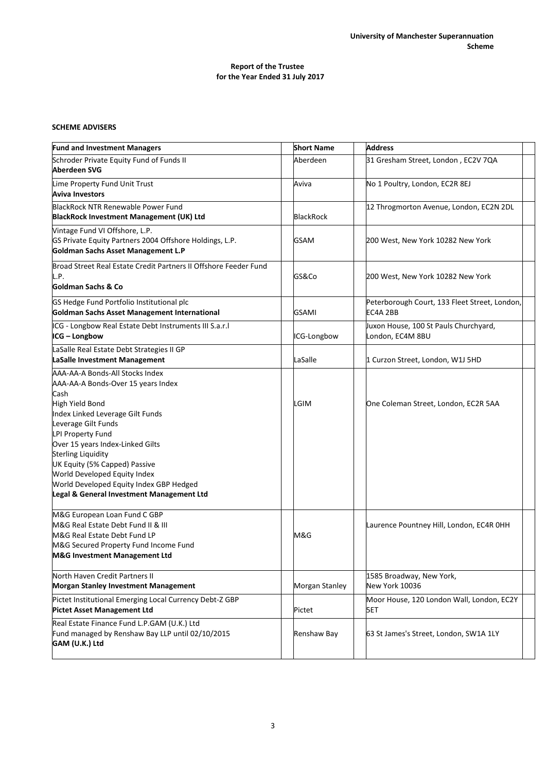**Report of the Trustee**
**for the Year Ended 31 July 2017**

**SCHEME ADVISERS**

| Fund and Investment Managers | Short Name | Address |
|---|---|---|
| Schroder Private Equity Fund of Funds II<br>**Aberdeen SVG** | Aberdeen | 31 Gresham Street, London , EC2V 7QA |
| Lime Property Fund Unit Trust<br>**Aviva Investors** | Aviva | No 1 Poultry, London, EC2R 8EJ |
| BlackRock NTR Renewable Power Fund<br>**BlackRock Investment Management (UK) Ltd** | BlackRock | 12 Throgmorton Avenue, London, EC2N 2DL |
| Vintage Fund VI Offshore, L.P.<br>GS Private Equity Partners 2004 Offshore Holdings, L.P.<br>**Goldman Sachs Asset Management L.P** | GSAM | 200 West, New York 10282 New York |
| Broad Street Real Estate Credit Partners II Offshore Feeder Fund L.P.<br>**Goldman Sachs & Co** | GS&Co | 200 West, New York 10282 New York |
| GS Hedge Fund Portfolio Institutional plc<br>**Goldman Sachs Asset Management International** | GSAMI | Peterborough Court, 133 Fleet Street, London, EC4A 2BB |
| ICG - Longbow Real Estate Debt Instruments III S.a.r.l<br>**ICG – Longbow** | ICG-Longbow | Juxon House, 100 St Pauls Churchyard, London, EC4M 8BU |
| LaSalle Real Estate Debt Strategies II GP<br>**LaSalle Investment Management** | LaSalle | 1 Curzon Street, London, W1J 5HD |
| AAA-AA-A Bonds-All Stocks Index<br>AAA-AA-A Bonds-Over 15 years Index<br>Cash<br>High Yield Bond<br>Index Linked Leverage Gilt Funds<br>Leverage Gilt Funds<br>LPI Property Fund<br>Over 15 years Index-Linked Gilts<br>Sterling Liquidity<br>UK Equity (5% Capped) Passive<br>World Developed Equity Index<br>World Developed Equity Index GBP Hedged<br>**Legal & General Investment Management Ltd** | LGIM | One Coleman Street, London, EC2R 5AA |
| M&G European Loan Fund C GBP<br>M&G Real Estate Debt Fund II & III<br>M&G Real Estate Debt Fund LP<br>M&G Secured Property Fund Income Fund<br>**M&G Investment Management Ltd** | M&G | Laurence Pountney Hill, London, EC4R 0HH |
| North Haven Credit Partners II<br>**Morgan Stanley Investment Management** | Morgan Stanley | 1585 Broadway, New York, New York 10036 |
| Pictet Institutional Emerging Local Currency Debt-Z GBP<br>**Pictet Asset Management Ltd** | Pictet | Moor House, 120 London Wall, London, EC2Y 5ET |
| Real Estate Finance Fund L.P.GAM (U.K.) Ltd<br>Fund managed by Renshaw Bay LLP until 02/10/2015<br>**GAM (U.K.) Ltd** | Renshaw Bay | 63 St James's Street, London, SW1A 1LY |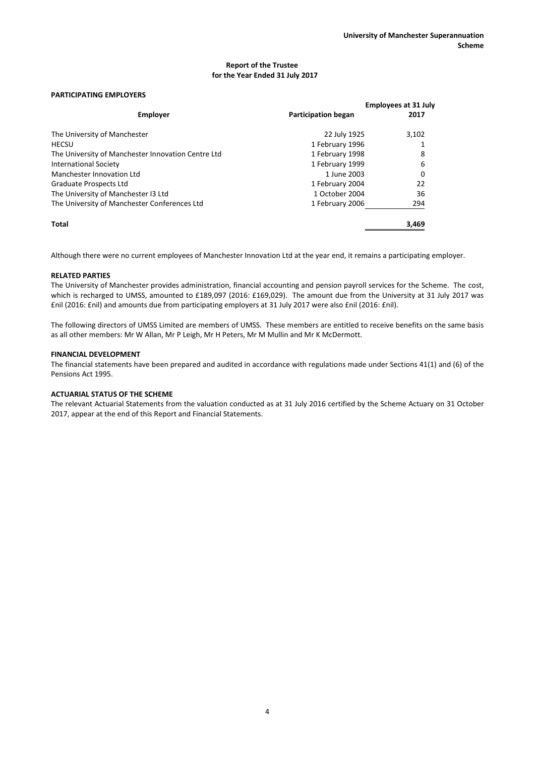## Report of the Trustee for the Year Ended 31 July 2017

### PARTICIPATING EMPLOYERS

| Employer | Participation began | Employees at 31 July 2017 |
|---|---|---|
| The University of Manchester | 22 July 1925 | 3,102 |
| HECSU | 1 February 1996 | 1 |
| The University of Manchester Innovation Centre Ltd | 1 February 1998 | 8 |
| International Society | 1 February 1999 | 6 |
| Manchester Innovation Ltd | 1 June 2003 | 0 |
| Graduate Prospects Ltd | 1 February 2004 | 22 |
| The University of Manchester I3 Ltd | 1 October 2004 | 36 |
| The University of Manchester Conferences Ltd | 1 February 2006 | 294 |
| **Total** | | **3,469** |

Although there were no current employees of Manchester Innovation Ltd at the year end, it remains a participating employer.

### RELATED PARTIES

The University of Manchester provides administration, financial accounting and pension payroll services for the Scheme. The cost, which is recharged to UMSS, amounted to £189,097 (2016: £169,029). The amount due from the University at 31 July 2017 was £nil (2016: £nil) and amounts due from participating employers at 31 July 2017 were also £nil (2016: £nil).

The following directors of UMSS Limited are members of UMSS. These members are entitled to receive benefits on the same basis as all other members: Mr W Allan, Mr P Leigh, Mr H Peters, Mr M Mullin and Mr K McDermott.

### FINANCIAL DEVELOPMENT

The financial statements have been prepared and audited in accordance with regulations made under Sections 41(1) and (6) of the Pensions Act 1995.

### ACTUARIAL STATUS OF THE SCHEME

The relevant Actuarial Statements from the valuation conducted as at 31 July 2016 certified by the Scheme Actuary on 31 October 2017, appear at the end of this Report and Financial Statements.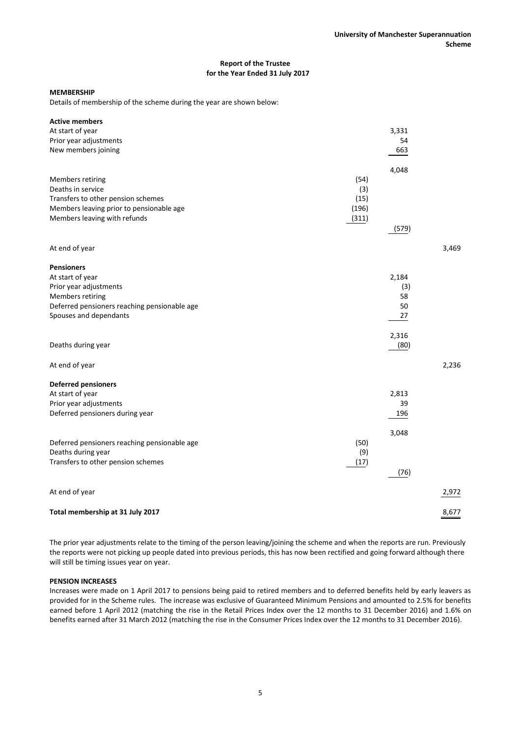## Report of the Trustee for the Year Ended 31 July 2017

### MEMBERSHIP

Details of membership of the scheme during the year are shown below:

| | | | |
|---|---|---|---|
| **Active members** | | | |
| At start of year | | 3,331 | |
| Prior year adjustments | | 54 | |
| New members joining | | 663 | |
| | | 4,048 | |
| Members retiring | (54) | | |
| Deaths in service | (3) | | |
| Transfers to other pension schemes | (15) | | |
| Members leaving prior to pensionable age | (196) | | |
| Members leaving with refunds | (311) | | |
| | | (579) | |
| At end of year | | | 3,469 |
| **Pensioners** | | | |
| At start of year | | 2,184 | |
| Prior year adjustments | | (3) | |
| Members retiring | | 58 | |
| Deferred pensioners reaching pensionable age | | 50 | |
| Spouses and dependants | | 27 | |
| | | 2,316 | |
| Deaths during year | | (80) | |
| At end of year | | | 2,236 |
| **Deferred pensioners** | | | |
| At start of year | | 2,813 | |
| Prior year adjustments | | 39 | |
| Deferred pensioners during year | | 196 | |
| | | 3,048 | |
| Deferred pensioners reaching pensionable age | (50) | | |
| Deaths during year | (9) | | |
| Transfers to other pension schemes | (17) | | |
| | | (76) | |
| At end of year | | | 2,972 |
| **Total membership at 31 July 2017** | | | 8,677 |

The prior year adjustments relate to the timing of the person leaving/joining the scheme and when the reports are run. Previously the reports were not picking up people dated into previous periods, this has now been rectified and going forward although there will still be timing issues year on year.

### PENSION INCREASES

Increases were made on 1 April 2017 to pensions being paid to retired members and to deferred benefits held by early leavers as provided for in the Scheme rules. The increase was exclusive of Guaranteed Minimum Pensions and amounted to 2.5% for benefits earned before 1 April 2012 (matching the rise in the Retail Prices Index over the 12 months to 31 December 2016) and 1.6% on benefits earned after 31 March 2012 (matching the rise in the Consumer Prices Index over the 12 months to 31 December 2016).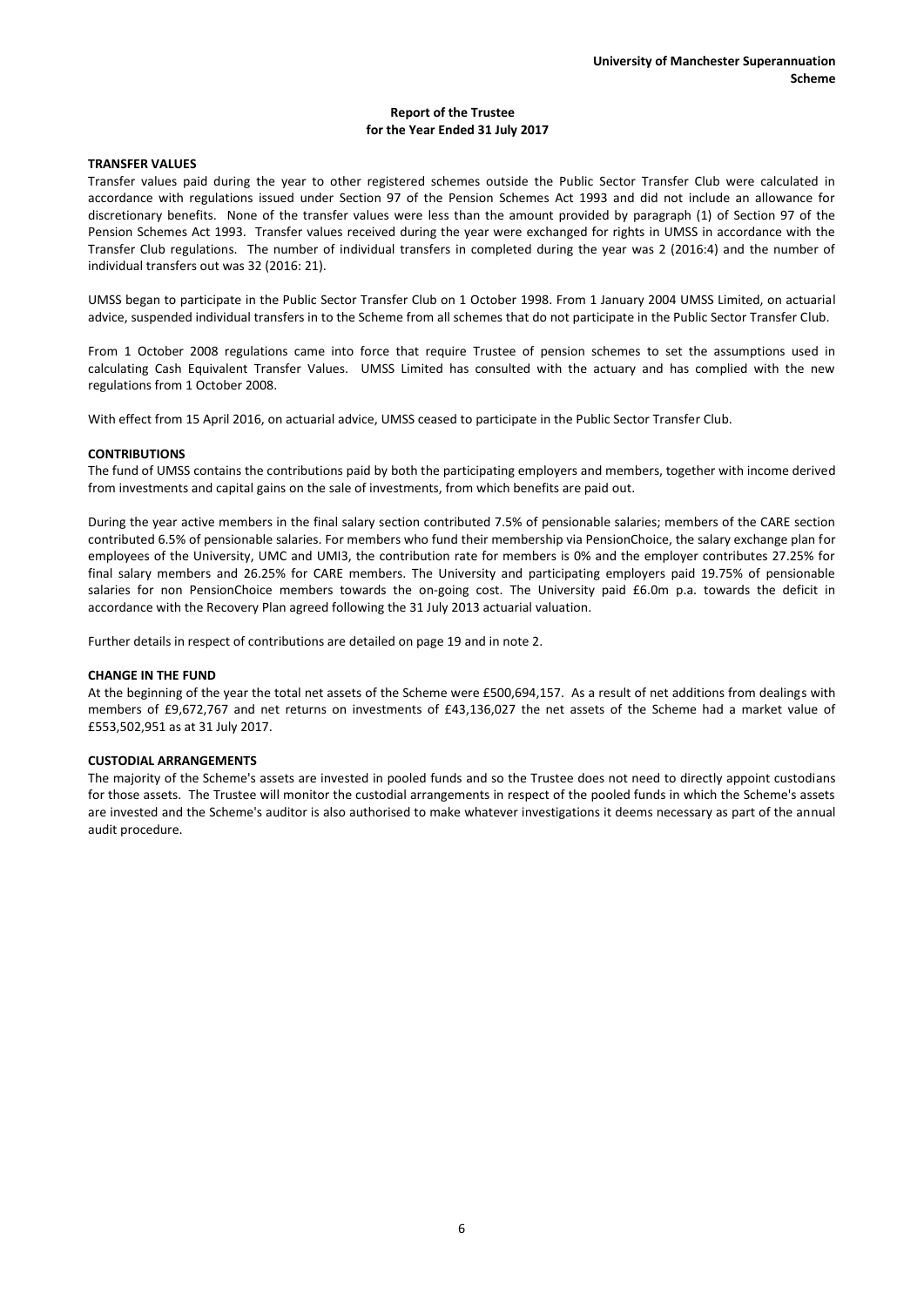**Report of the Trustee for the Year Ended 31 July 2017**

**TRANSFER VALUES**

Transfer values paid during the year to other registered schemes outside the Public Sector Transfer Club were calculated in accordance with regulations issued under Section 97 of the Pension Schemes Act 1993 and did not include an allowance for discretionary benefits. None of the transfer values were less than the amount provided by paragraph (1) of Section 97 of the Pension Schemes Act 1993. Transfer values received during the year were exchanged for rights in UMSS in accordance with the Transfer Club regulations. The number of individual transfers in completed during the year was 2 (2016:4) and the number of individual transfers out was 32 (2016: 21).

UMSS began to participate in the Public Sector Transfer Club on 1 October 1998. From 1 January 2004 UMSS Limited, on actuarial advice, suspended individual transfers in to the Scheme from all schemes that do not participate in the Public Sector Transfer Club.

From 1 October 2008 regulations came into force that require Trustee of pension schemes to set the assumptions used in calculating Cash Equivalent Transfer Values. UMSS Limited has consulted with the actuary and has complied with the new regulations from 1 October 2008.

With effect from 15 April 2016, on actuarial advice, UMSS ceased to participate in the Public Sector Transfer Club.

**CONTRIBUTIONS**

The fund of UMSS contains the contributions paid by both the participating employers and members, together with income derived from investments and capital gains on the sale of investments, from which benefits are paid out.

During the year active members in the final salary section contributed 7.5% of pensionable salaries; members of the CARE section contributed 6.5% of pensionable salaries. For members who fund their membership via PensionChoice, the salary exchange plan for employees of the University, UMC and UMI3, the contribution rate for members is 0% and the employer contributes 27.25% for final salary members and 26.25% for CARE members. The University and participating employers paid 19.75% of pensionable salaries for non PensionChoice members towards the on-going cost. The University paid £6.0m p.a. towards the deficit in accordance with the Recovery Plan agreed following the 31 July 2013 actuarial valuation.

Further details in respect of contributions are detailed on page 19 and in note 2.

**CHANGE IN THE FUND**

At the beginning of the year the total net assets of the Scheme were £500,694,157. As a result of net additions from dealings with members of £9,672,767 and net returns on investments of £43,136,027 the net assets of the Scheme had a market value of £553,502,951 as at 31 July 2017.

**CUSTODIAL ARRANGEMENTS**

The majority of the Scheme's assets are invested in pooled funds and so the Trustee does not need to directly appoint custodians for those assets. The Trustee will monitor the custodial arrangements in respect of the pooled funds in which the Scheme's assets are invested and the Scheme's auditor is also authorised to make whatever investigations it deems necessary as part of the annual audit procedure.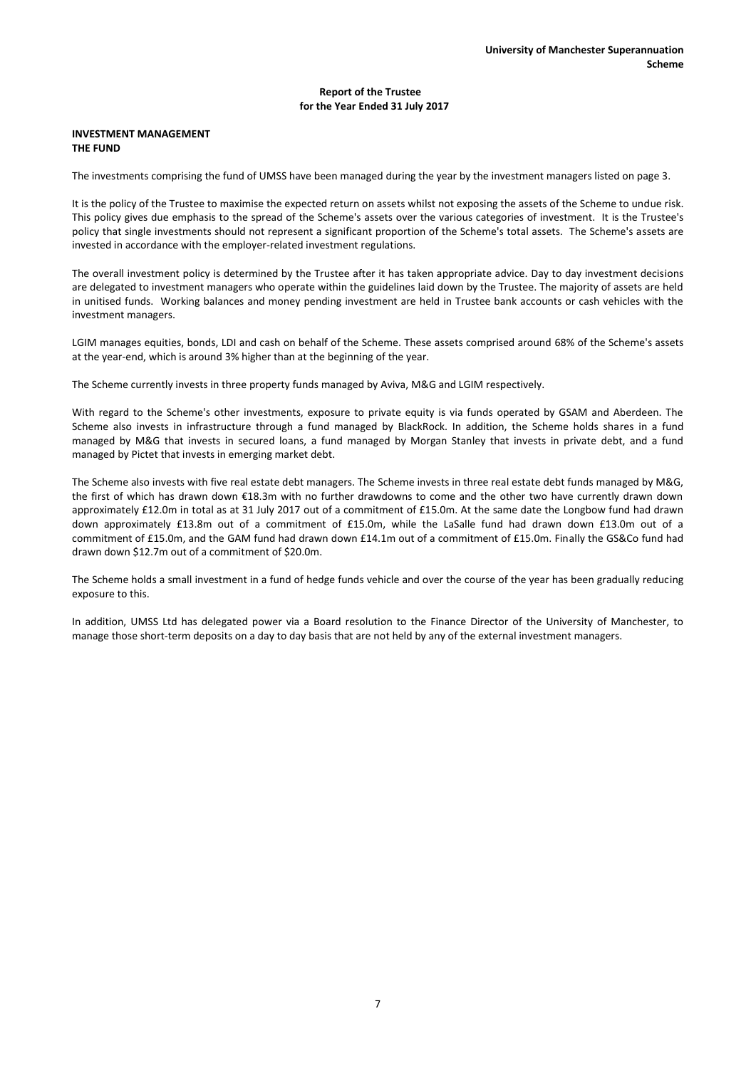## Report of the Trustee for the Year Ended 31 July 2017

### INVESTMENT MANAGEMENT

### THE FUND

The investments comprising the fund of UMSS have been managed during the year by the investment managers listed on page 3.

It is the policy of the Trustee to maximise the expected return on assets whilst not exposing the assets of the Scheme to undue risk. This policy gives due emphasis to the spread of the Scheme's assets over the various categories of investment. It is the Trustee's policy that single investments should not represent a significant proportion of the Scheme's total assets. The Scheme's assets are invested in accordance with the employer-related investment regulations.

The overall investment policy is determined by the Trustee after it has taken appropriate advice. Day to day investment decisions are delegated to investment managers who operate within the guidelines laid down by the Trustee. The majority of assets are held in unitised funds. Working balances and money pending investment are held in Trustee bank accounts or cash vehicles with the investment managers.

LGIM manages equities, bonds, LDI and cash on behalf of the Scheme. These assets comprised around 68% of the Scheme's assets at the year-end, which is around 3% higher than at the beginning of the year.

The Scheme currently invests in three property funds managed by Aviva, M&G and LGIM respectively.

With regard to the Scheme's other investments, exposure to private equity is via funds operated by GSAM and Aberdeen. The Scheme also invests in infrastructure through a fund managed by BlackRock. In addition, the Scheme holds shares in a fund managed by M&G that invests in secured loans, a fund managed by Morgan Stanley that invests in private debt, and a fund managed by Pictet that invests in emerging market debt.

The Scheme also invests with five real estate debt managers. The Scheme invests in three real estate debt funds managed by M&G, the first of which has drawn down €18.3m with no further drawdowns to come and the other two have currently drawn down approximately £12.0m in total as at 31 July 2017 out of a commitment of £15.0m. At the same date the Longbow fund had drawn down approximately £13.8m out of a commitment of £15.0m, while the LaSalle fund had drawn down £13.0m out of a commitment of £15.0m, and the GAM fund had drawn down £14.1m out of a commitment of £15.0m. Finally the GS&Co fund had drawn down $12.7m out of a commitment of $20.0m.

The Scheme holds a small investment in a fund of hedge funds vehicle and over the course of the year has been gradually reducing exposure to this.

In addition, UMSS Ltd has delegated power via a Board resolution to the Finance Director of the University of Manchester, to manage those short-term deposits on a day to day basis that are not held by any of the external investment managers.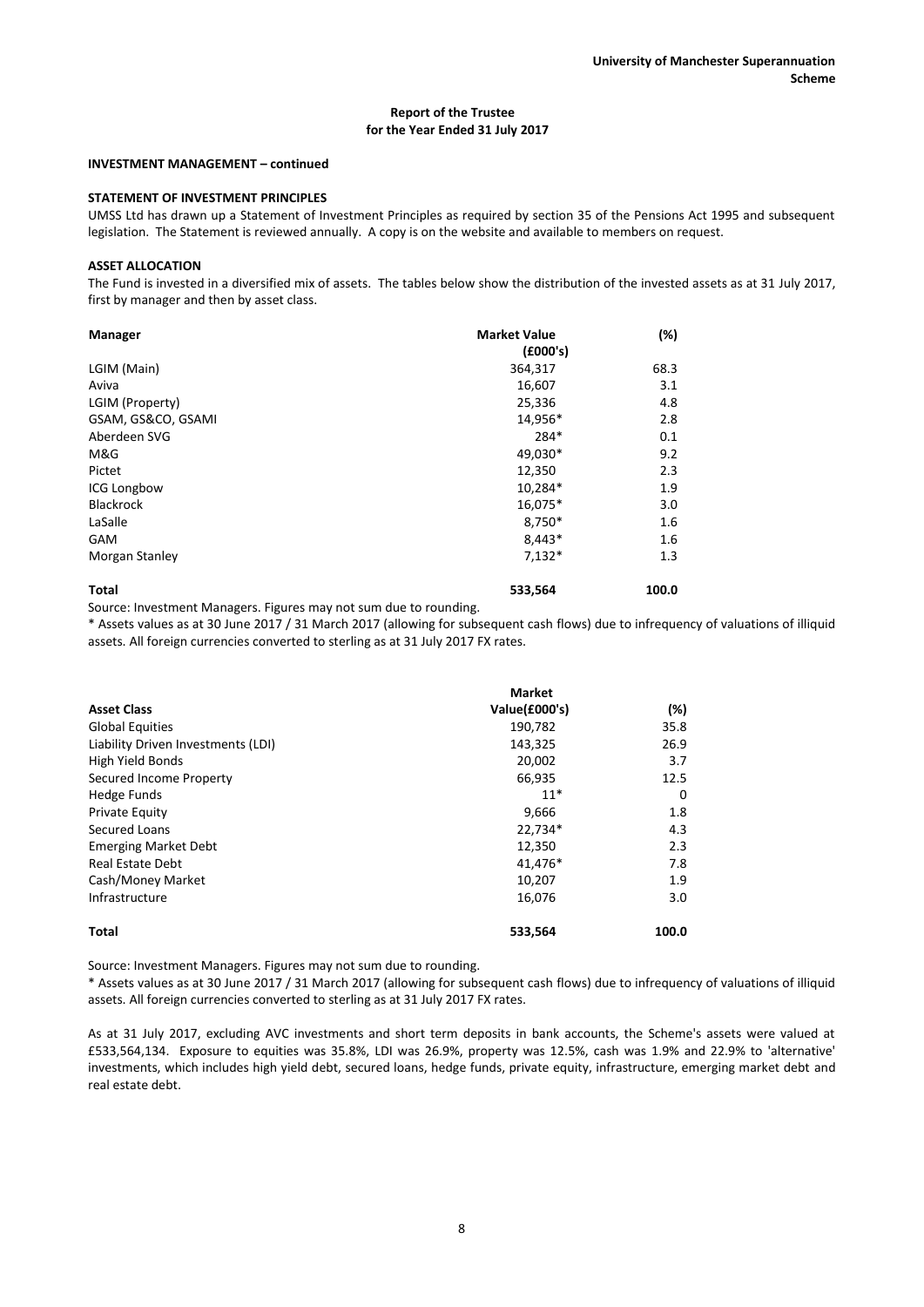**Report of the Trustee**
**for the Year Ended 31 July 2017**

**INVESTMENT MANAGEMENT – continued**

**STATEMENT OF INVESTMENT PRINCIPLES**

UMSS Ltd has drawn up a Statement of Investment Principles as required by section 35 of the Pensions Act 1995 and subsequent legislation. The Statement is reviewed annually. A copy is on the website and available to members on request.

**ASSET ALLOCATION**

The Fund is invested in a diversified mix of assets. The tables below show the distribution of the invested assets as at 31 July 2017, first by manager and then by asset class.

| Manager | Market Value (£000's) | (%) |
|---|---|---|
| LGIM (Main) | 364,317 | 68.3 |
| Aviva | 16,607 | 3.1 |
| LGIM (Property) | 25,336 | 4.8 |
| GSAM, GS&CO, GSAMI | 14,956* | 2.8 |
| Aberdeen SVG | 284* | 0.1 |
| M&G | 49,030* | 9.2 |
| Pictet | 12,350 | 2.3 |
| ICG Longbow | 10,284* | 1.9 |
| Blackrock | 16,075* | 3.0 |
| LaSalle | 8,750* | 1.6 |
| GAM | 8,443* | 1.6 |
| Morgan Stanley | 7,132* | 1.3 |
| **Total** | **533,564** | **100.0** |

Source: Investment Managers. Figures may not sum due to rounding.

* Assets values as at 30 June 2017 / 31 March 2017 (allowing for subsequent cash flows) due to infrequency of valuations of illiquid assets. All foreign currencies converted to sterling as at 31 July 2017 FX rates.

| Asset Class | Market Value(£000's) | (%) |
|---|---|---|
| Global Equities | 190,782 | 35.8 |
| Liability Driven Investments (LDI) | 143,325 | 26.9 |
| High Yield Bonds | 20,002 | 3.7 |
| Secured Income Property | 66,935 | 12.5 |
| Hedge Funds | 11* | 0 |
| Private Equity | 9,666 | 1.8 |
| Secured Loans | 22,734* | 4.3 |
| Emerging Market Debt | 12,350 | 2.3 |
| Real Estate Debt | 41,476* | 7.8 |
| Cash/Money Market | 10,207 | 1.9 |
| Infrastructure | 16,076 | 3.0 |
| **Total** | **533,564** | **100.0** |

Source: Investment Managers. Figures may not sum due to rounding.

* Assets values as at 30 June 2017 / 31 March 2017 (allowing for subsequent cash flows) due to infrequency of valuations of illiquid assets. All foreign currencies converted to sterling as at 31 July 2017 FX rates.

As at 31 July 2017, excluding AVC investments and short term deposits in bank accounts, the Scheme's assets were valued at £533,564,134. Exposure to equities was 35.8%, LDI was 26.9%, property was 12.5%, cash was 1.9% and 22.9% to 'alternative' investments, which includes high yield debt, secured loans, hedge funds, private equity, infrastructure, emerging market debt and real estate debt.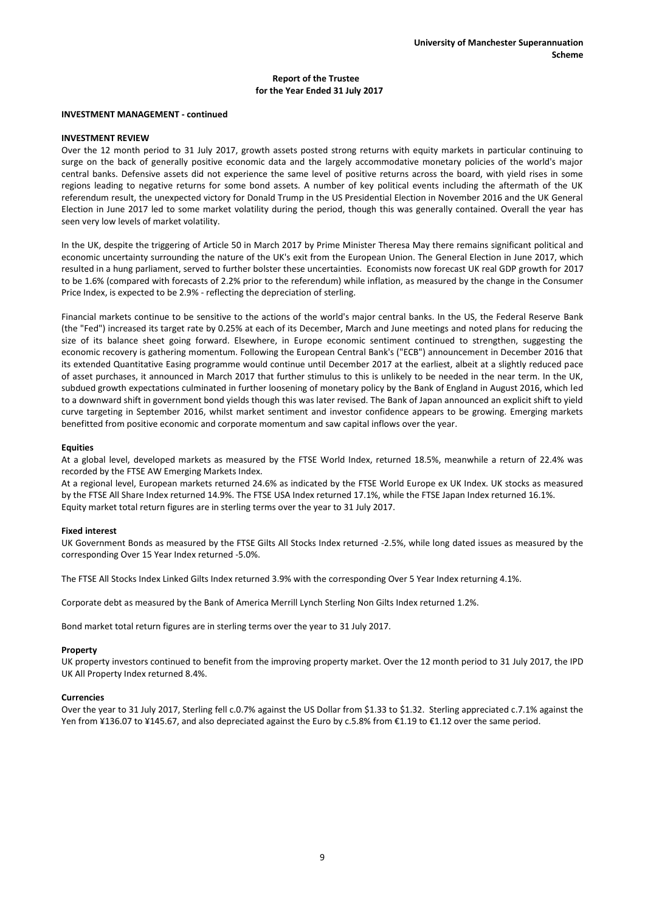**INVESTMENT MANAGEMENT - continued**

**INVESTMENT REVIEW**

Over the 12 month period to 31 July 2017, growth assets posted strong returns with equity markets in particular continuing to surge on the back of generally positive economic data and the largely accommodative monetary policies of the world's major central banks. Defensive assets did not experience the same level of positive returns across the board, with yield rises in some regions leading to negative returns for some bond assets. A number of key political events including the aftermath of the UK referendum result, the unexpected victory for Donald Trump in the US Presidential Election in November 2016 and the UK General Election in June 2017 led to some market volatility during the period, though this was generally contained. Overall the year has seen very low levels of market volatility.

In the UK, despite the triggering of Article 50 in March 2017 by Prime Minister Theresa May there remains significant political and economic uncertainty surrounding the nature of the UK's exit from the European Union. The General Election in June 2017, which resulted in a hung parliament, served to further bolster these uncertainties. Economists now forecast UK real GDP growth for 2017 to be 1.6% (compared with forecasts of 2.2% prior to the referendum) while inflation, as measured by the change in the Consumer Price Index, is expected to be 2.9% - reflecting the depreciation of sterling.

Financial markets continue to be sensitive to the actions of the world's major central banks. In the US, the Federal Reserve Bank (the "Fed") increased its target rate by 0.25% at each of its December, March and June meetings and noted plans for reducing the size of its balance sheet going forward. Elsewhere, in Europe economic sentiment continued to strengthen, suggesting the economic recovery is gathering momentum. Following the European Central Bank's ("ECB") announcement in December 2016 that its extended Quantitative Easing programme would continue until December 2017 at the earliest, albeit at a slightly reduced pace of asset purchases, it announced in March 2017 that further stimulus to this is unlikely to be needed in the near term. In the UK, subdued growth expectations culminated in further loosening of monetary policy by the Bank of England in August 2016, which led to a downward shift in government bond yields though this was later revised. The Bank of Japan announced an explicit shift to yield curve targeting in September 2016, whilst market sentiment and investor confidence appears to be growing. Emerging markets benefitted from positive economic and corporate momentum and saw capital inflows over the year.

**Equities**

At a global level, developed markets as measured by the FTSE World Index, returned 18.5%, meanwhile a return of 22.4% was recorded by the FTSE AW Emerging Markets Index.

At a regional level, European markets returned 24.6% as indicated by the FTSE World Europe ex UK Index. UK stocks as measured by the FTSE All Share Index returned 14.9%. The FTSE USA Index returned 17.1%, while the FTSE Japan Index returned 16.1%.

Equity market total return figures are in sterling terms over the year to 31 July 2017.

**Fixed interest**

UK Government Bonds as measured by the FTSE Gilts All Stocks Index returned -2.5%, while long dated issues as measured by the corresponding Over 15 Year Index returned -5.0%.

The FTSE All Stocks Index Linked Gilts Index returned 3.9% with the corresponding Over 5 Year Index returning 4.1%.

Corporate debt as measured by the Bank of America Merrill Lynch Sterling Non Gilts Index returned 1.2%.

Bond market total return figures are in sterling terms over the year to 31 July 2017.

**Property**

UK property investors continued to benefit from the improving property market. Over the 12 month period to 31 July 2017, the IPD UK All Property Index returned 8.4%.

**Currencies**

Over the year to 31 July 2017, Sterling fell c.0.7% against the US Dollar from $1.33 to $1.32. Sterling appreciated c.7.1% against the Yen from ¥136.07 to ¥145.67, and also depreciated against the Euro by c.5.8% from €1.19 to €1.12 over the same period.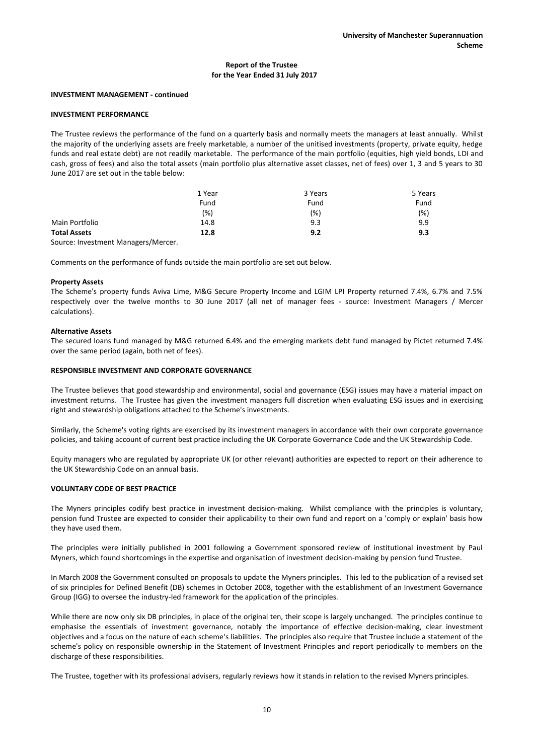## INVESTMENT MANAGEMENT - continued

### INVESTMENT PERFORMANCE

The Trustee reviews the performance of the fund on a quarterly basis and normally meets the managers at least annually. Whilst the majority of the underlying assets are freely marketable, a number of the unitised investments (property, private equity, hedge funds and real estate debt) are not readily marketable. The performance of the main portfolio (equities, high yield bonds, LDI and cash, gross of fees) and also the total assets (main portfolio plus alternative asset classes, net of fees) over 1, 3 and 5 years to 30 June 2017 are set out in the table below:

| | 1 Year Fund (%) | 3 Years Fund (%) | 5 Years Fund (%) |
|---|---|---|---|
| Main Portfolio | 14.8 | 9.3 | 9.9 |
| **Total Assets** | **12.8** | **9.2** | **9.3** |

Source: Investment Managers/Mercer.

Comments on the performance of funds outside the main portfolio are set out below.

**Property Assets**

The Scheme's property funds Aviva Lime, M&G Secure Property Income and LGIM LPI Property returned 7.4%, 6.7% and 7.5% respectively over the twelve months to 30 June 2017 (all net of manager fees - source: Investment Managers / Mercer calculations).

**Alternative Assets**

The secured loans fund managed by M&G returned 6.4% and the emerging markets debt fund managed by Pictet returned 7.4% over the same period (again, both net of fees).

### RESPONSIBLE INVESTMENT AND CORPORATE GOVERNANCE

The Trustee believes that good stewardship and environmental, social and governance (ESG) issues may have a material impact on investment returns. The Trustee has given the investment managers full discretion when evaluating ESG issues and in exercising right and stewardship obligations attached to the Scheme's investments.

Similarly, the Scheme's voting rights are exercised by its investment managers in accordance with their own corporate governance policies, and taking account of current best practice including the UK Corporate Governance Code and the UK Stewardship Code.

Equity managers who are regulated by appropriate UK (or other relevant) authorities are expected to report on their adherence to the UK Stewardship Code on an annual basis.

### VOLUNTARY CODE OF BEST PRACTICE

The Myners principles codify best practice in investment decision-making. Whilst compliance with the principles is voluntary, pension fund Trustee are expected to consider their applicability to their own fund and report on a 'comply or explain' basis how they have used them.

The principles were initially published in 2001 following a Government sponsored review of institutional investment by Paul Myners, which found shortcomings in the expertise and organisation of investment decision-making by pension fund Trustee.

In March 2008 the Government consulted on proposals to update the Myners principles. This led to the publication of a revised set of six principles for Defined Benefit (DB) schemes in October 2008, together with the establishment of an Investment Governance Group (IGG) to oversee the industry-led framework for the application of the principles.

While there are now only six DB principles, in place of the original ten, their scope is largely unchanged. The principles continue to emphasise the essentials of investment governance, notably the importance of effective decision-making, clear investment objectives and a focus on the nature of each scheme's liabilities. The principles also require that Trustee include a statement of the scheme's policy on responsible ownership in the Statement of Investment Principles and report periodically to members on the discharge of these responsibilities.

The Trustee, together with its professional advisers, regularly reviews how it stands in relation to the revised Myners principles.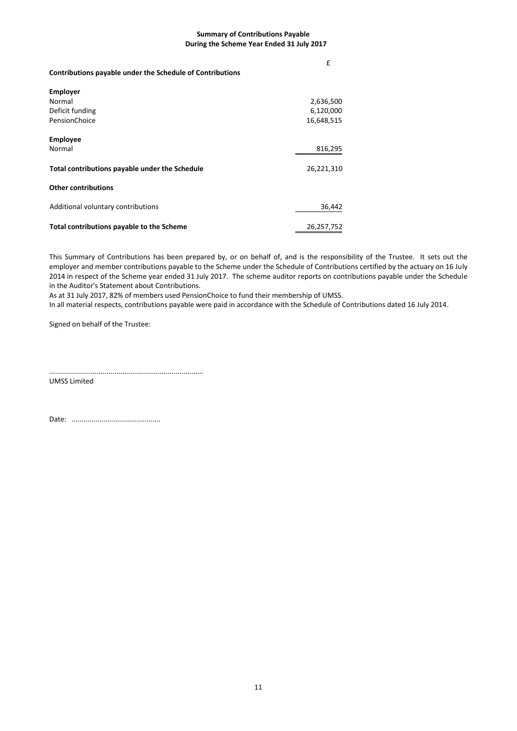## Summary of Contributions Payable
## During the Scheme Year Ended 31 July 2017

| | £ |
|---|---|
| **Contributions payable under the Schedule of Contributions** | |
| **Employer** | |
| Normal | 2,636,500 |
| Deficit funding | 6,120,000 |
| PensionChoice | 16,648,515 |
| **Employee** | |
| Normal | 816,295 |
| **Total contributions payable under the Schedule** | 26,221,310 |
| **Other contributions** | |
| Additional voluntary contributions | 36,442 |
| **Total contributions payable to the Scheme** | 26,257,752 |

This Summary of Contributions has been prepared by, or on behalf of, and is the responsibility of the Trustee. It sets out the employer and member contributions payable to the Scheme under the Schedule of Contributions certified by the actuary on 16 July 2014 in respect of the Scheme year ended 31 July 2017. The scheme auditor reports on contributions payable under the Schedule in the Auditor's Statement about Contributions.

As at 31 July 2017, 82% of members used PensionChoice to fund their membership of UMSS.

In all material respects, contributions payable were paid in accordance with the Schedule of Contributions dated 16 July 2014.

Signed on behalf of the Trustee:

............................................................................

UMSS Limited

Date: ............................................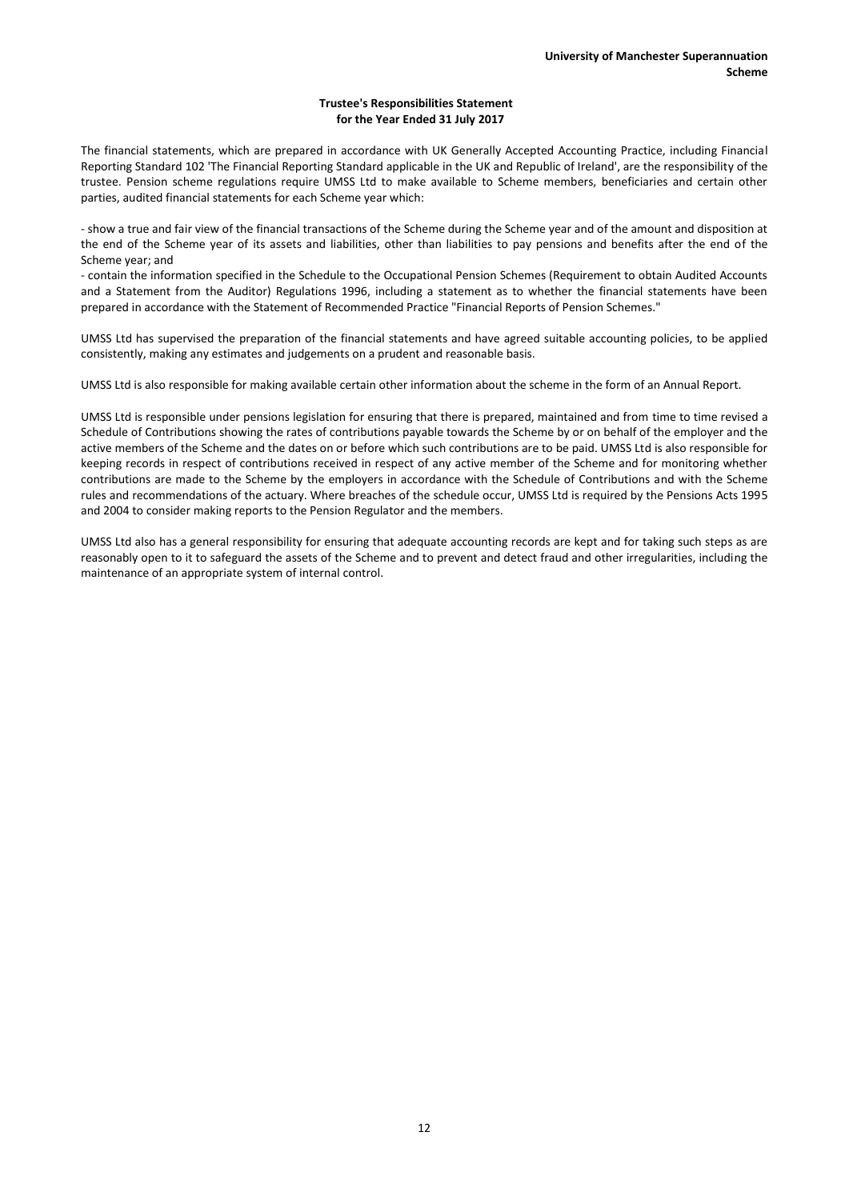## Trustee's Responsibilities Statement for the Year Ended 31 July 2017

The financial statements, which are prepared in accordance with UK Generally Accepted Accounting Practice, including Financial Reporting Standard 102 'The Financial Reporting Standard applicable in the UK and Republic of Ireland', are the responsibility of the trustee. Pension scheme regulations require UMSS Ltd to make available to Scheme members, beneficiaries and certain other parties, audited financial statements for each Scheme year which:

- show a true and fair view of the financial transactions of the Scheme during the Scheme year and of the amount and disposition at the end of the Scheme year of its assets and liabilities, other than liabilities to pay pensions and benefits after the end of the Scheme year; and
- contain the information specified in the Schedule to the Occupational Pension Schemes (Requirement to obtain Audited Accounts and a Statement from the Auditor) Regulations 1996, including a statement as to whether the financial statements have been prepared in accordance with the Statement of Recommended Practice "Financial Reports of Pension Schemes."

UMSS Ltd has supervised the preparation of the financial statements and have agreed suitable accounting policies, to be applied consistently, making any estimates and judgements on a prudent and reasonable basis.

UMSS Ltd is also responsible for making available certain other information about the scheme in the form of an Annual Report.

UMSS Ltd is responsible under pensions legislation for ensuring that there is prepared, maintained and from time to time revised a Schedule of Contributions showing the rates of contributions payable towards the Scheme by or on behalf of the employer and the active members of the Scheme and the dates on or before which such contributions are to be paid. UMSS Ltd is also responsible for keeping records in respect of contributions received in respect of any active member of the Scheme and for monitoring whether contributions are made to the Scheme by the employers in accordance with the Schedule of Contributions and with the Scheme rules and recommendations of the actuary. Where breaches of the schedule occur, UMSS Ltd is required by the Pensions Acts 1995 and 2004 to consider making reports to the Pension Regulator and the members.

UMSS Ltd also has a general responsibility for ensuring that adequate accounting records are kept and for taking such steps as are reasonably open to it to safeguard the assets of the Scheme and to prevent and detect fraud and other irregularities, including the maintenance of an appropriate system of internal control.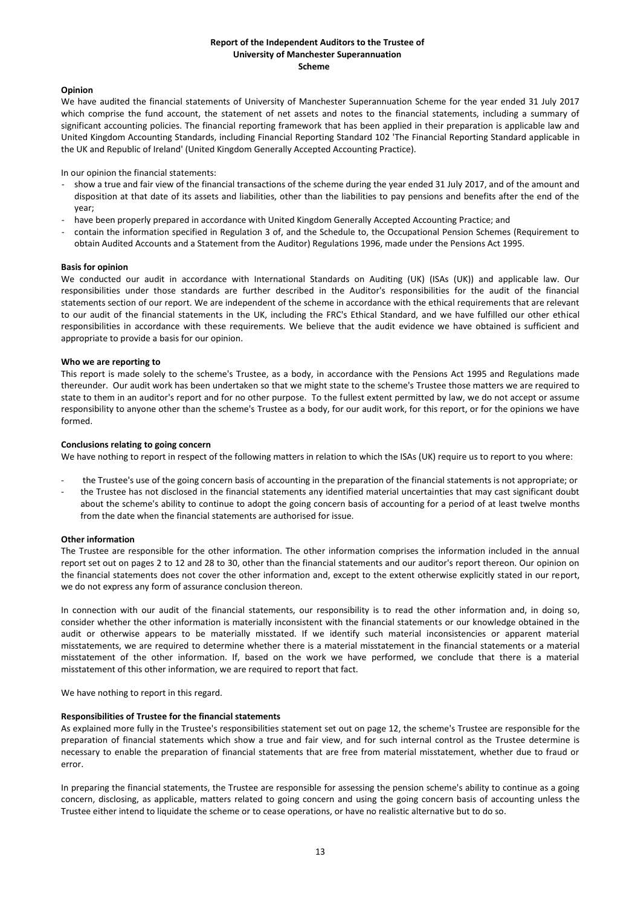# Report of the Independent Auditors to the Trustee of University of Manchester Superannuation Scheme

**Opinion**

We have audited the financial statements of University of Manchester Superannuation Scheme for the year ended 31 July 2017 which comprise the fund account, the statement of net assets and notes to the financial statements, including a summary of significant accounting policies. The financial reporting framework that has been applied in their preparation is applicable law and United Kingdom Accounting Standards, including Financial Reporting Standard 102 'The Financial Reporting Standard applicable in the UK and Republic of Ireland' (United Kingdom Generally Accepted Accounting Practice).

In our opinion the financial statements:

- show a true and fair view of the financial transactions of the scheme during the year ended 31 July 2017, and of the amount and disposition at that date of its assets and liabilities, other than the liabilities to pay pensions and benefits after the end of the year;
- have been properly prepared in accordance with United Kingdom Generally Accepted Accounting Practice; and
- contain the information specified in Regulation 3 of, and the Schedule to, the Occupational Pension Schemes (Requirement to obtain Audited Accounts and a Statement from the Auditor) Regulations 1996, made under the Pensions Act 1995.

**Basis for opinion**

We conducted our audit in accordance with International Standards on Auditing (UK) (ISAs (UK)) and applicable law. Our responsibilities under those standards are further described in the Auditor's responsibilities for the audit of the financial statements section of our report. We are independent of the scheme in accordance with the ethical requirements that are relevant to our audit of the financial statements in the UK, including the FRC's Ethical Standard, and we have fulfilled our other ethical responsibilities in accordance with these requirements. We believe that the audit evidence we have obtained is sufficient and appropriate to provide a basis for our opinion.

**Who we are reporting to**

This report is made solely to the scheme's Trustee, as a body, in accordance with the Pensions Act 1995 and Regulations made thereunder. Our audit work has been undertaken so that we might state to the scheme's Trustee those matters we are required to state to them in an auditor's report and for no other purpose. To the fullest extent permitted by law, we do not accept or assume responsibility to anyone other than the scheme's Trustee as a body, for our audit work, for this report, or for the opinions we have formed.

**Conclusions relating to going concern**

We have nothing to report in respect of the following matters in relation to which the ISAs (UK) require us to report to you where:

- the Trustee's use of the going concern basis of accounting in the preparation of the financial statements is not appropriate; or
- the Trustee has not disclosed in the financial statements any identified material uncertainties that may cast significant doubt about the scheme's ability to continue to adopt the going concern basis of accounting for a period of at least twelve months from the date when the financial statements are authorised for issue.

**Other information**

The Trustee are responsible for the other information. The other information comprises the information included in the annual report set out on pages 2 to 12 and 28 to 30, other than the financial statements and our auditor's report thereon. Our opinion on the financial statements does not cover the other information and, except to the extent otherwise explicitly stated in our report, we do not express any form of assurance conclusion thereon.

In connection with our audit of the financial statements, our responsibility is to read the other information and, in doing so, consider whether the other information is materially inconsistent with the financial statements or our knowledge obtained in the audit or otherwise appears to be materially misstated. If we identify such material inconsistencies or apparent material misstatements, we are required to determine whether there is a material misstatement in the financial statements or a material misstatement of the other information. If, based on the work we have performed, we conclude that there is a material misstatement of this other information, we are required to report that fact.

We have nothing to report in this regard.

**Responsibilities of Trustee for the financial statements**

As explained more fully in the Trustee's responsibilities statement set out on page 12, the scheme's Trustee are responsible for the preparation of financial statements which show a true and fair view, and for such internal control as the Trustee determine is necessary to enable the preparation of financial statements that are free from material misstatement, whether due to fraud or error.

In preparing the financial statements, the Trustee are responsible for assessing the pension scheme's ability to continue as a going concern, disclosing, as applicable, matters related to going concern and using the going concern basis of accounting unless the Trustee either intend to liquidate the scheme or to cease operations, or have no realistic alternative but to do so.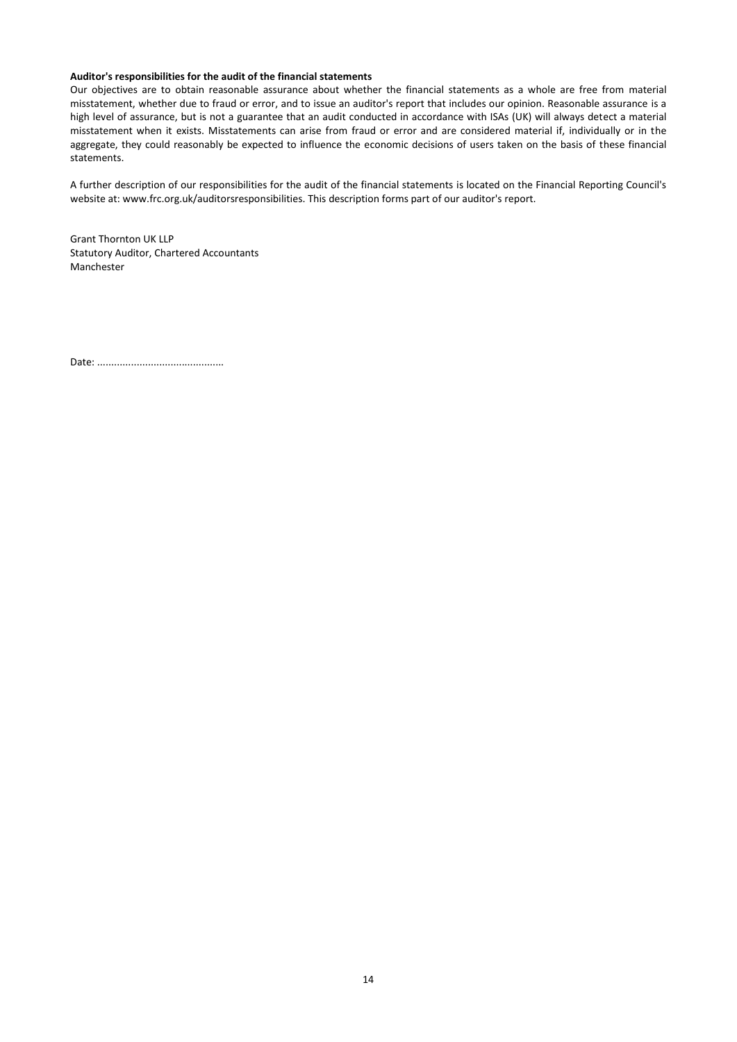**Auditor's responsibilities for the audit of the financial statements**

Our objectives are to obtain reasonable assurance about whether the financial statements as a whole are free from material misstatement, whether due to fraud or error, and to issue an auditor's report that includes our opinion. Reasonable assurance is a high level of assurance, but is not a guarantee that an audit conducted in accordance with ISAs (UK) will always detect a material misstatement when it exists. Misstatements can arise from fraud or error and are considered material if, individually or in the aggregate, they could reasonably be expected to influence the economic decisions of users taken on the basis of these financial statements.

A further description of our responsibilities for the audit of the financial statements is located on the Financial Reporting Council's website at: www.frc.org.uk/auditorsresponsibilities. This description forms part of our auditor's report.

Grant Thornton UK LLP
Statutory Auditor, Chartered Accountants
Manchester

Date: ............................................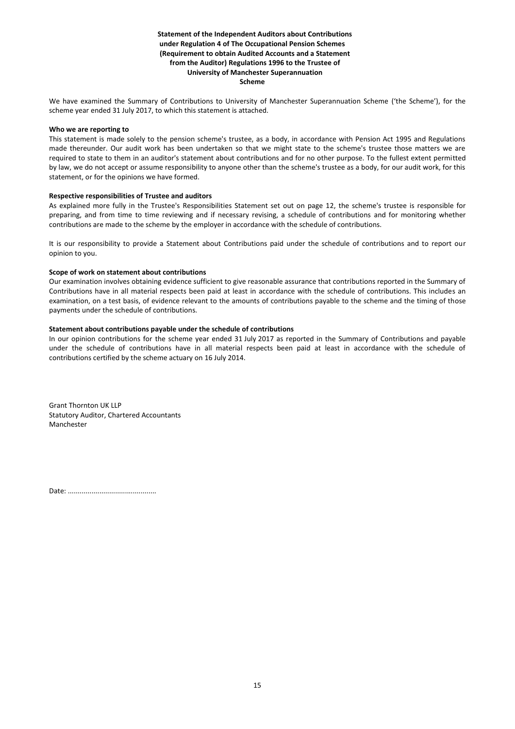**Statement of the Independent Auditors about Contributions under Regulation 4 of The Occupational Pension Schemes (Requirement to obtain Audited Accounts and a Statement from the Auditor) Regulations 1996 to the Trustee of University of Manchester Superannuation Scheme**

We have examined the Summary of Contributions to University of Manchester Superannuation Scheme ('the Scheme'), for the scheme year ended 31 July 2017, to which this statement is attached.

**Who we are reporting to**

This statement is made solely to the pension scheme's trustee, as a body, in accordance with Pension Act 1995 and Regulations made thereunder. Our audit work has been undertaken so that we might state to the scheme's trustee those matters we are required to state to them in an auditor's statement about contributions and for no other purpose. To the fullest extent permitted by law, we do not accept or assume responsibility to anyone other than the scheme's trustee as a body, for our audit work, for this statement, or for the opinions we have formed.

**Respective responsibilities of Trustee and auditors**

As explained more fully in the Trustee's Responsibilities Statement set out on page 12, the scheme's trustee is responsible for preparing, and from time to time reviewing and if necessary revising, a schedule of contributions and for monitoring whether contributions are made to the scheme by the employer in accordance with the schedule of contributions.

It is our responsibility to provide a Statement about Contributions paid under the schedule of contributions and to report our opinion to you.

**Scope of work on statement about contributions**

Our examination involves obtaining evidence sufficient to give reasonable assurance that contributions reported in the Summary of Contributions have in all material respects been paid at least in accordance with the schedule of contributions. This includes an examination, on a test basis, of evidence relevant to the amounts of contributions payable to the scheme and the timing of those payments under the schedule of contributions.

**Statement about contributions payable under the schedule of contributions**

In our opinion contributions for the scheme year ended 31 July 2017 as reported in the Summary of Contributions and payable under the schedule of contributions have in all material respects been paid at least in accordance with the schedule of contributions certified by the scheme actuary on 16 July 2014.

Grant Thornton UK LLP
Statutory Auditor, Chartered Accountants
Manchester

Date: ............................................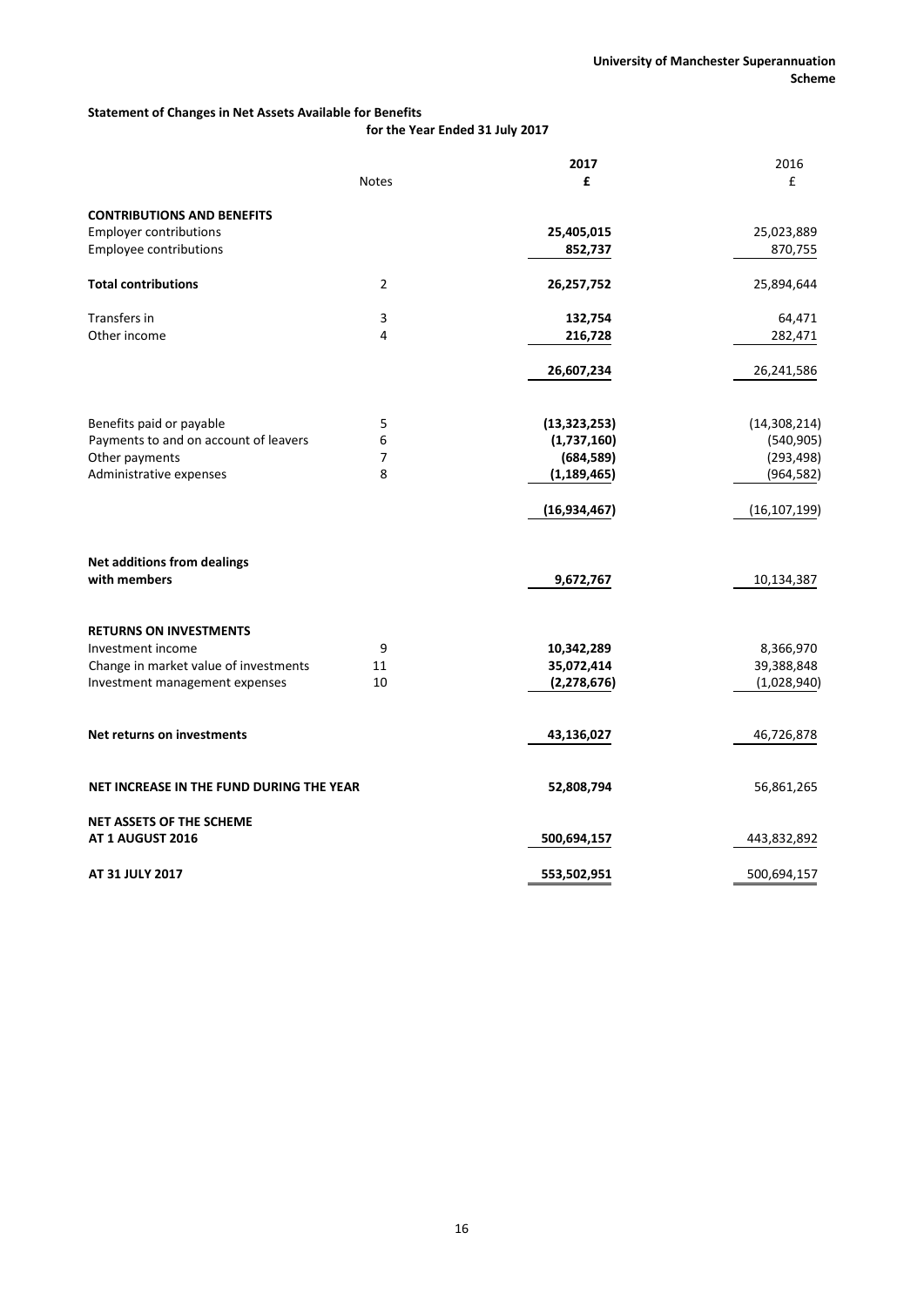**Statement of Changes in Net Assets Available for Benefits**
**for the Year Ended 31 July 2017**

| | Notes | 2017 £ | 2016 £ |
|---|---|---|---|
| **CONTRIBUTIONS AND BENEFITS** | | | |
| Employer contributions | | **25,405,015** | 25,023,889 |
| Employee contributions | | **852,737** | 870,755 |
| **Total contributions** | 2 | **26,257,752** | 25,894,644 |
| Transfers in | 3 | **132,754** | 64,471 |
| Other income | 4 | **216,728** | 282,471 |
| | | **26,607,234** | 26,241,586 |
| Benefits paid or payable | 5 | **(13,323,253)** | (14,308,214) |
| Payments to and on account of leavers | 6 | **(1,737,160)** | (540,905) |
| Other payments | 7 | **(684,589)** | (293,498) |
| Administrative expenses | 8 | **(1,189,465)** | (964,582) |
| | | **(16,934,467)** | (16,107,199) |
| **Net additions from dealings with members** | | **9,672,767** | 10,134,387 |
| **RETURNS ON INVESTMENTS** | | | |
| Investment income | 9 | **10,342,289** | 8,366,970 |
| Change in market value of investments | 11 | **35,072,414** | 39,388,848 |
| Investment management expenses | 10 | **(2,278,676)** | (1,028,940) |
| **Net returns on investments** | | **43,136,027** | 46,726,878 |
| **NET INCREASE IN THE FUND DURING THE YEAR** | | **52,808,794** | 56,861,265 |
| **NET ASSETS OF THE SCHEME AT 1 AUGUST 2016** | | **500,694,157** | 443,832,892 |
| **AT 31 JULY 2017** | | **553,502,951** | 500,694,157 |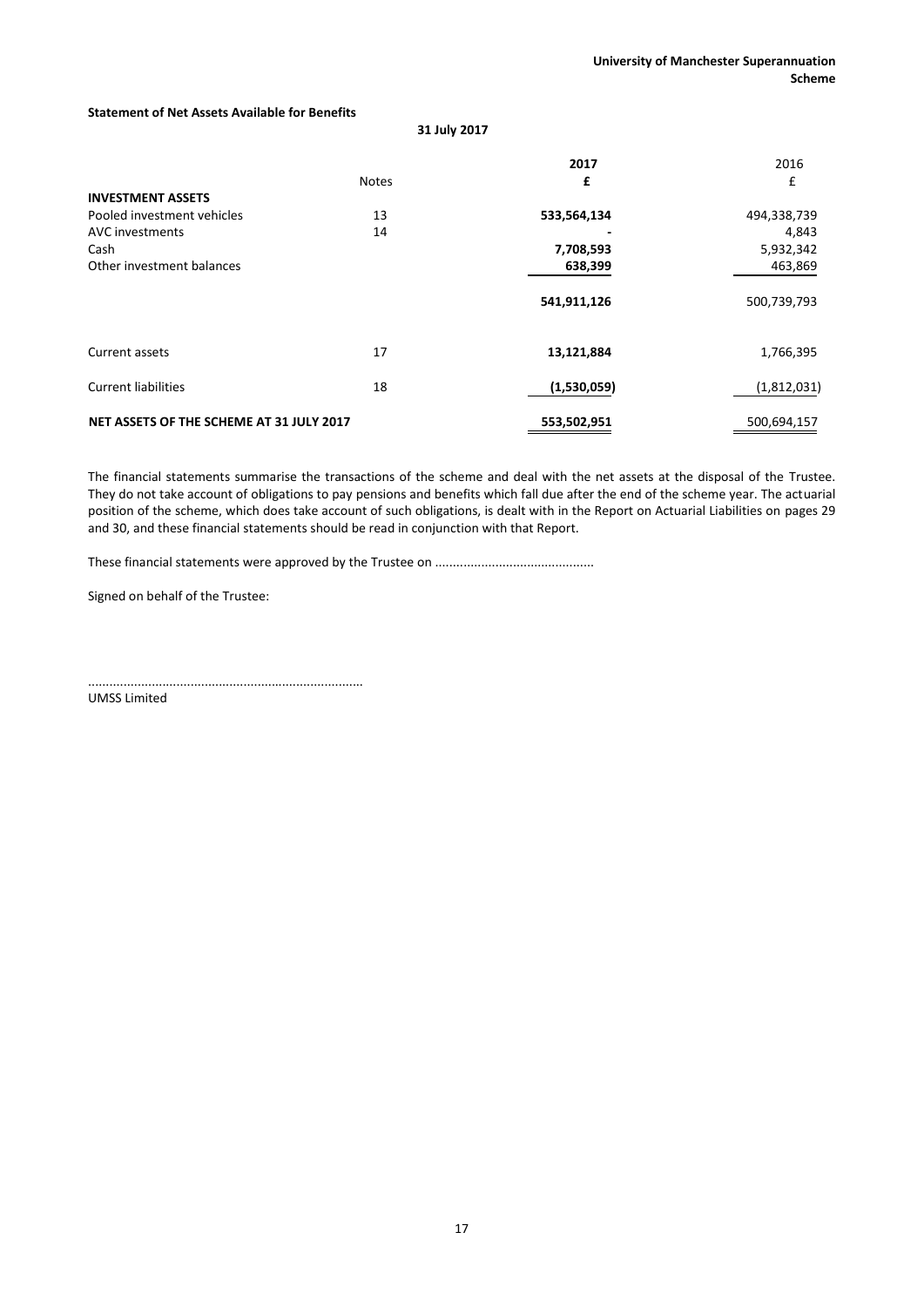**Statement of Net Assets Available for Benefits**

**31 July 2017**

| | Notes | 2017 £ | 2016 £ |
|---|---|---|---|
| **INVESTMENT ASSETS** | | | |
| Pooled investment vehicles | 13 | **533,564,134** | 494,338,739 |
| AVC investments | 14 | **-** | 4,843 |
| Cash | | **7,708,593** | 5,932,342 |
| Other investment balances | | **638,399** | 463,869 |
| | | **541,911,126** | 500,739,793 |
| Current assets | 17 | **13,121,884** | 1,766,395 |
| Current liabilities | 18 | **(1,530,059)** | (1,812,031) |
| **NET ASSETS OF THE SCHEME AT 31 JULY 2017** | | **553,502,951** | 500,694,157 |

The financial statements summarise the transactions of the scheme and deal with the net assets at the disposal of the Trustee. They do not take account of obligations to pay pensions and benefits which fall due after the end of the scheme year. The actuarial position of the scheme, which does take account of such obligations, is dealt with in the Report on Actuarial Liabilities on pages 29 and 30, and these financial statements should be read in conjunction with that Report.

These financial statements were approved by the Trustee on ............................................

Signed on behalf of the Trustee:

............................................................................

UMSS Limited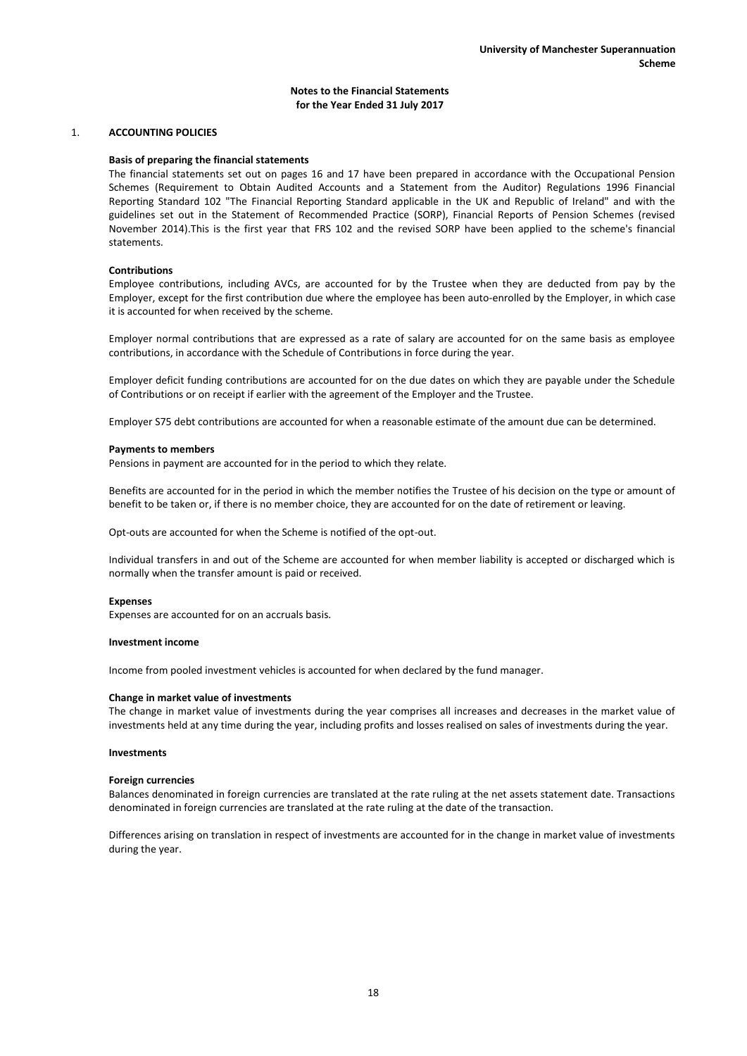## Notes to the Financial Statements for the Year Ended 31 July 2017

### 1. ACCOUNTING POLICIES

**Basis of preparing the financial statements**

The financial statements set out on pages 16 and 17 have been prepared in accordance with the Occupational Pension Schemes (Requirement to Obtain Audited Accounts and a Statement from the Auditor) Regulations 1996 Financial Reporting Standard 102 "The Financial Reporting Standard applicable in the UK and Republic of Ireland" and with the guidelines set out in the Statement of Recommended Practice (SORP), Financial Reports of Pension Schemes (revised November 2014).This is the first year that FRS 102 and the revised SORP have been applied to the scheme's financial statements.

**Contributions**

Employee contributions, including AVCs, are accounted for by the Trustee when they are deducted from pay by the Employer, except for the first contribution due where the employee has been auto-enrolled by the Employer, in which case it is accounted for when received by the scheme.

Employer normal contributions that are expressed as a rate of salary are accounted for on the same basis as employee contributions, in accordance with the Schedule of Contributions in force during the year.

Employer deficit funding contributions are accounted for on the due dates on which they are payable under the Schedule of Contributions or on receipt if earlier with the agreement of the Employer and the Trustee.

Employer S75 debt contributions are accounted for when a reasonable estimate of the amount due can be determined.

**Payments to members**

Pensions in payment are accounted for in the period to which they relate.

Benefits are accounted for in the period in which the member notifies the Trustee of his decision on the type or amount of benefit to be taken or, if there is no member choice, they are accounted for on the date of retirement or leaving.

Opt-outs are accounted for when the Scheme is notified of the opt-out.

Individual transfers in and out of the Scheme are accounted for when member liability is accepted or discharged which is normally when the transfer amount is paid or received.

**Expenses**

Expenses are accounted for on an accruals basis.

**Investment income**

Income from pooled investment vehicles is accounted for when declared by the fund manager.

**Change in market value of investments**

The change in market value of investments during the year comprises all increases and decreases in the market value of investments held at any time during the year, including profits and losses realised on sales of investments during the year.

**Investments**

**Foreign currencies**

Balances denominated in foreign currencies are translated at the rate ruling at the net assets statement date. Transactions denominated in foreign currencies are translated at the rate ruling at the date of the transaction.

Differences arising on translation in respect of investments are accounted for in the change in market value of investments during the year.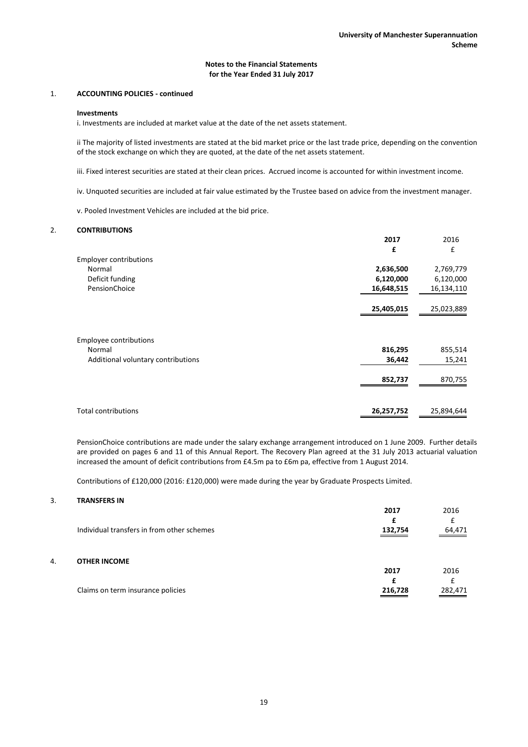## Notes to the Financial Statements for the Year Ended 31 July 2017

### 1. ACCOUNTING POLICIES - continued

**Investments**

i. Investments are included at market value at the date of the net assets statement.

ii The majority of listed investments are stated at the bid market price or the last trade price, depending on the convention of the stock exchange on which they are quoted, at the date of the net assets statement.

iii. Fixed interest securities are stated at their clean prices. Accrued income is accounted for within investment income.

iv. Unquoted securities are included at fair value estimated by the Trustee based on advice from the investment manager.

v. Pooled Investment Vehicles are included at the bid price.

### 2. CONTRIBUTIONS

| | **2017** | 2016 |
|---|---|---|
| | **£** | £ |
| Employer contributions | | |
| Normal | **2,636,500** | 2,769,779 |
| Deficit funding | **6,120,000** | 6,120,000 |
| PensionChoice | **16,648,515** | 16,134,110 |
| | **25,405,015** | 25,023,889 |
| Employee contributions | | |
| Normal | **816,295** | 855,514 |
| Additional voluntary contributions | **36,442** | 15,241 |
| | **852,737** | 870,755 |
| Total contributions | **26,257,752** | 25,894,644 |

PensionChoice contributions are made under the salary exchange arrangement introduced on 1 June 2009. Further details are provided on pages 6 and 11 of this Annual Report. The Recovery Plan agreed at the 31 July 2013 actuarial valuation increased the amount of deficit contributions from £4.5m pa to £6m pa, effective from 1 August 2014.

Contributions of £120,000 (2016: £120,000) were made during the year by Graduate Prospects Limited.

### 3. TRANSFERS IN

| | **2017** | 2016 |
|---|---|---|
| | **£** | £ |
| Individual transfers in from other schemes | **132,754** | 64,471 |

### 4. OTHER INCOME

| | **2017** | 2016 |
|---|---|---|
| | **£** | £ |
| Claims on term insurance policies | **216,728** | 282,471 |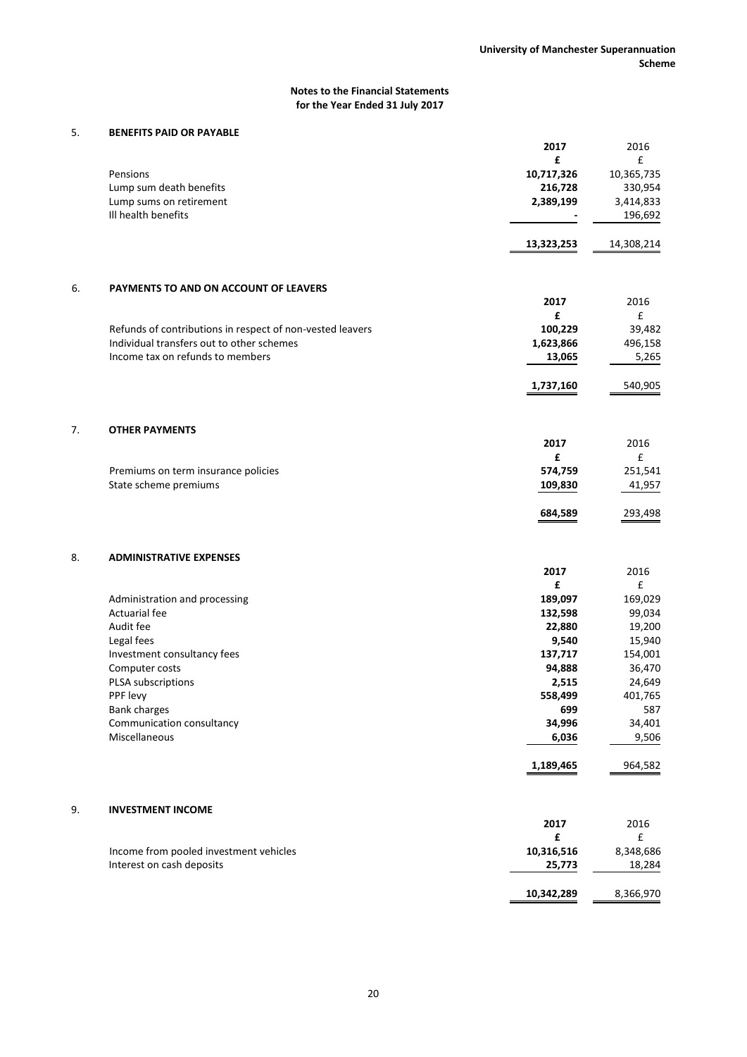## Notes to the Financial Statements for the Year Ended 31 July 2017

### 5. BENEFITS PAID OR PAYABLE

| | 2017 | 2016 |
|---|---|---|
| | **£** | £ |
| Pensions | **10,717,326** | 10,365,735 |
| Lump sum death benefits | **216,728** | 330,954 |
| Lump sums on retirement | **2,389,199** | 3,414,833 |
| Ill health benefits | **-** | 196,692 |
| | **13,323,253** | 14,308,214 |

### 6. PAYMENTS TO AND ON ACCOUNT OF LEAVERS

| | 2017 | 2016 |
|---|---|---|
| | **£** | £ |
| Refunds of contributions in respect of non-vested leavers | **100,229** | 39,482 |
| Individual transfers out to other schemes | **1,623,866** | 496,158 |
| Income tax on refunds to members | **13,065** | 5,265 |
| | **1,737,160** | 540,905 |

### 7. OTHER PAYMENTS

| | 2017 | 2016 |
|---|---|---|
| | **£** | £ |
| Premiums on term insurance policies | **574,759** | 251,541 |
| State scheme premiums | **109,830** | 41,957 |
| | **684,589** | 293,498 |

### 8. ADMINISTRATIVE EXPENSES

| | 2017 | 2016 |
|---|---|---|
| | **£** | £ |
| Administration and processing | **189,097** | 169,029 |
| Actuarial fee | **132,598** | 99,034 |
| Audit fee | **22,880** | 19,200 |
| Legal fees | **9,540** | 15,940 |
| Investment consultancy fees | **137,717** | 154,001 |
| Computer costs | **94,888** | 36,470 |
| PLSA subscriptions | **2,515** | 24,649 |
| PPF levy | **558,499** | 401,765 |
| Bank charges | **699** | 587 |
| Communication consultancy | **34,996** | 34,401 |
| Miscellaneous | **6,036** | 9,506 |
| | **1,189,465** | 964,582 |

### 9. INVESTMENT INCOME

| | 2017 | 2016 |
|---|---|---|
| | **£** | £ |
| Income from pooled investment vehicles | **10,316,516** | 8,348,686 |
| Interest on cash deposits | **25,773** | 18,284 |
| | **10,342,289** | 8,366,970 |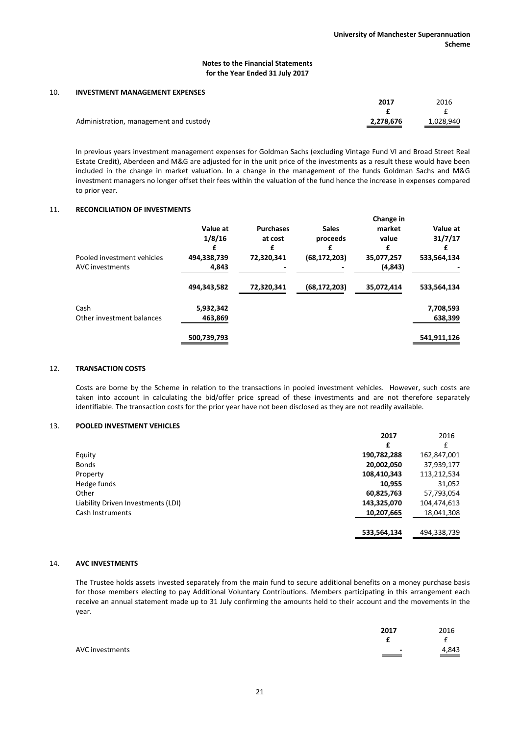# Notes to the Financial Statements for the Year Ended 31 July 2017

## 10. INVESTMENT MANAGEMENT EXPENSES

| | 2017 | 2016 |
|---|---|---|
| | £ | £ |
| Administration, management and custody | 2,278,676 | 1,028,940 |

In previous years investment management expenses for Goldman Sachs (excluding Vintage Fund VI and Broad Street Real Estate Credit), Aberdeen and M&G are adjusted for in the unit price of the investments as a result these would have been included in the change in market valuation. In a change in the management of the funds Goldman Sachs and M&G investment managers no longer offset their fees within the valuation of the fund hence the increase in expenses compared to prior year.

## 11. RECONCILIATION OF INVESTMENTS

| | Value at 1/8/16 | Purchases at cost | Sales proceeds | Change in market value | Value at 31/7/17 |
|---|---|---|---|---|---|
| | £ | £ | £ | £ | £ |
| Pooled investment vehicles | 494,338,739 | 72,320,341 | (68,172,203) | 35,077,257 | 533,564,134 |
| AVC investments | 4,843 | - | - | (4,843) | - |
| | 494,343,582 | 72,320,341 | (68,172,203) | 35,072,414 | 533,564,134 |
| Cash | 5,932,342 | | | | 7,708,593 |
| Other investment balances | 463,869 | | | | 638,399 |
| | 500,739,793 | | | | 541,911,126 |

## 12. TRANSACTION COSTS

Costs are borne by the Scheme in relation to the transactions in pooled investment vehicles. However, such costs are taken into account in calculating the bid/offer price spread of these investments and are not therefore separately identifiable. The transaction costs for the prior year have not been disclosed as they are not readily available.

## 13. POOLED INVESTMENT VEHICLES

| | 2017 | 2016 |
|---|---|---|
| | £ | £ |
| Equity | 190,782,288 | 162,847,001 |
| Bonds | 20,002,050 | 37,939,177 |
| Property | 108,410,343 | 113,212,534 |
| Hedge funds | 10,955 | 31,052 |
| Other | 60,825,763 | 57,793,054 |
| Liability Driven Investments (LDI) | 143,325,070 | 104,474,613 |
| Cash Instruments | 10,207,665 | 18,041,308 |
| | 533,564,134 | 494,338,739 |

## 14. AVC INVESTMENTS

The Trustee holds assets invested separately from the main fund to secure additional benefits on a money purchase basis for those members electing to pay Additional Voluntary Contributions. Members participating in this arrangement each receive an annual statement made up to 31 July confirming the amounts held to their account and the movements in the year.

| | 2017 | 2016 |
|---|---|---|
| | £ | £ |
| AVC investments | - | 4,843 |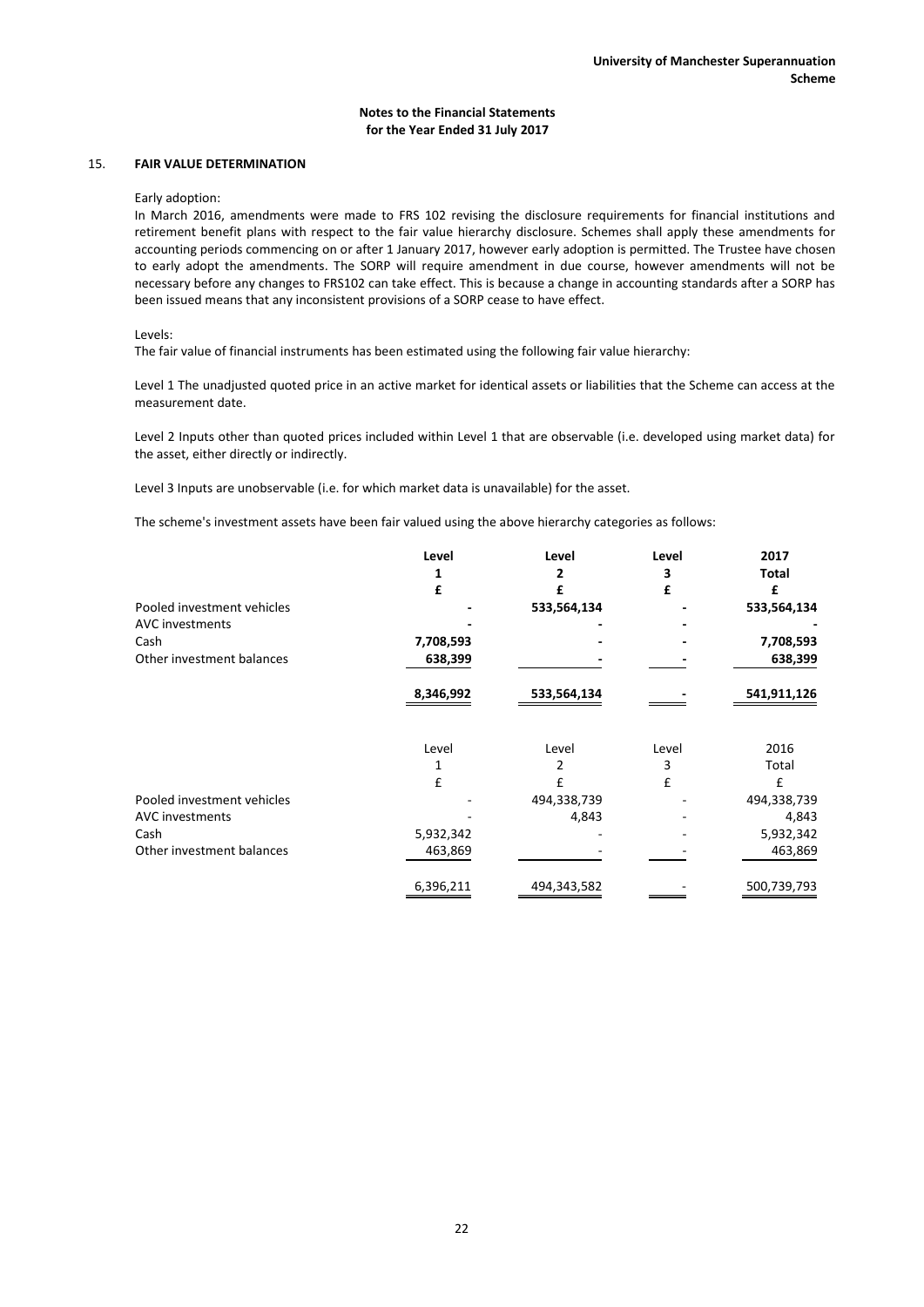## 15. FAIR VALUE DETERMINATION

Early adoption:

In March 2016, amendments were made to FRS 102 revising the disclosure requirements for financial institutions and retirement benefit plans with respect to the fair value hierarchy disclosure. Schemes shall apply these amendments for accounting periods commencing on or after 1 January 2017, however early adoption is permitted. The Trustee have chosen to early adopt the amendments. The SORP will require amendment in due course, however amendments will not be necessary before any changes to FRS102 can take effect. This is because a change in accounting standards after a SORP has been issued means that any inconsistent provisions of a SORP cease to have effect.

Levels:

The fair value of financial instruments has been estimated using the following fair value hierarchy:

Level 1 The unadjusted quoted price in an active market for identical assets or liabilities that the Scheme can access at the measurement date.

Level 2 Inputs other than quoted prices included within Level 1 that are observable (i.e. developed using market data) for the asset, either directly or indirectly.

Level 3 Inputs are unobservable (i.e. for which market data is unavailable) for the asset.

The scheme's investment assets have been fair valued using the above hierarchy categories as follows:

| | **Level 1** | **Level 2** | **Level 3** | **2017 Total** |
|---|---|---|---|---|
| | **£** | **£** | **£** | **£** |
| Pooled investment vehicles | **-** | **533,564,134** | **-** | **533,564,134** |
| AVC investments | **-** | **-** | **-** | **-** |
| Cash | **7,708,593** | **-** | **-** | **7,708,593** |
| Other investment balances | **638,399** | **-** | **-** | **638,399** |
| | **8,346,992** | **533,564,134** | **-** | **541,911,126** |

| | Level 1 | Level 2 | Level 3 | 2016 Total |
|---|---|---|---|---|
| | £ | £ | £ | £ |
| Pooled investment vehicles | - | 494,338,739 | - | 494,338,739 |
| AVC investments | - | 4,843 | - | 4,843 |
| Cash | 5,932,342 | - | - | 5,932,342 |
| Other investment balances | 463,869 | - | - | 463,869 |
| | 6,396,211 | 494,343,582 | - | 500,739,793 |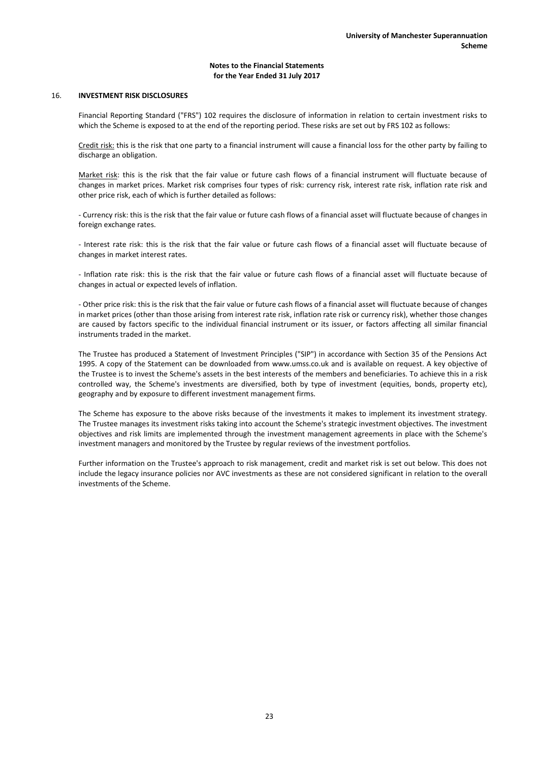## 16. INVESTMENT RISK DISCLOSURES

Financial Reporting Standard ("FRS") 102 requires the disclosure of information in relation to certain investment risks to which the Scheme is exposed to at the end of the reporting period. These risks are set out by FRS 102 as follows:

Credit risk: this is the risk that one party to a financial instrument will cause a financial loss for the other party by failing to discharge an obligation.

Market risk: this is the risk that the fair value or future cash flows of a financial instrument will fluctuate because of changes in market prices. Market risk comprises four types of risk: currency risk, interest rate risk, inflation rate risk and other price risk, each of which is further detailed as follows:

- Currency risk: this is the risk that the fair value or future cash flows of a financial asset will fluctuate because of changes in foreign exchange rates.

- Interest rate risk: this is the risk that the fair value or future cash flows of a financial asset will fluctuate because of changes in market interest rates.

- Inflation rate risk: this is the risk that the fair value or future cash flows of a financial asset will fluctuate because of changes in actual or expected levels of inflation.

- Other price risk: this is the risk that the fair value or future cash flows of a financial asset will fluctuate because of changes in market prices (other than those arising from interest rate risk, inflation rate risk or currency risk), whether those changes are caused by factors specific to the individual financial instrument or its issuer, or factors affecting all similar financial instruments traded in the market.

The Trustee has produced a Statement of Investment Principles ("SIP") in accordance with Section 35 of the Pensions Act 1995. A copy of the Statement can be downloaded from www.umss.co.uk and is available on request. A key objective of the Trustee is to invest the Scheme's assets in the best interests of the members and beneficiaries. To achieve this in a risk controlled way, the Scheme's investments are diversified, both by type of investment (equities, bonds, property etc), geography and by exposure to different investment management firms.

The Scheme has exposure to the above risks because of the investments it makes to implement its investment strategy. The Trustee manages its investment risks taking into account the Scheme's strategic investment objectives. The investment objectives and risk limits are implemented through the investment management agreements in place with the Scheme's investment managers and monitored by the Trustee by regular reviews of the investment portfolios.

Further information on the Trustee's approach to risk management, credit and market risk is set out below. This does not include the legacy insurance policies nor AVC investments as these are not considered significant in relation to the overall investments of the Scheme.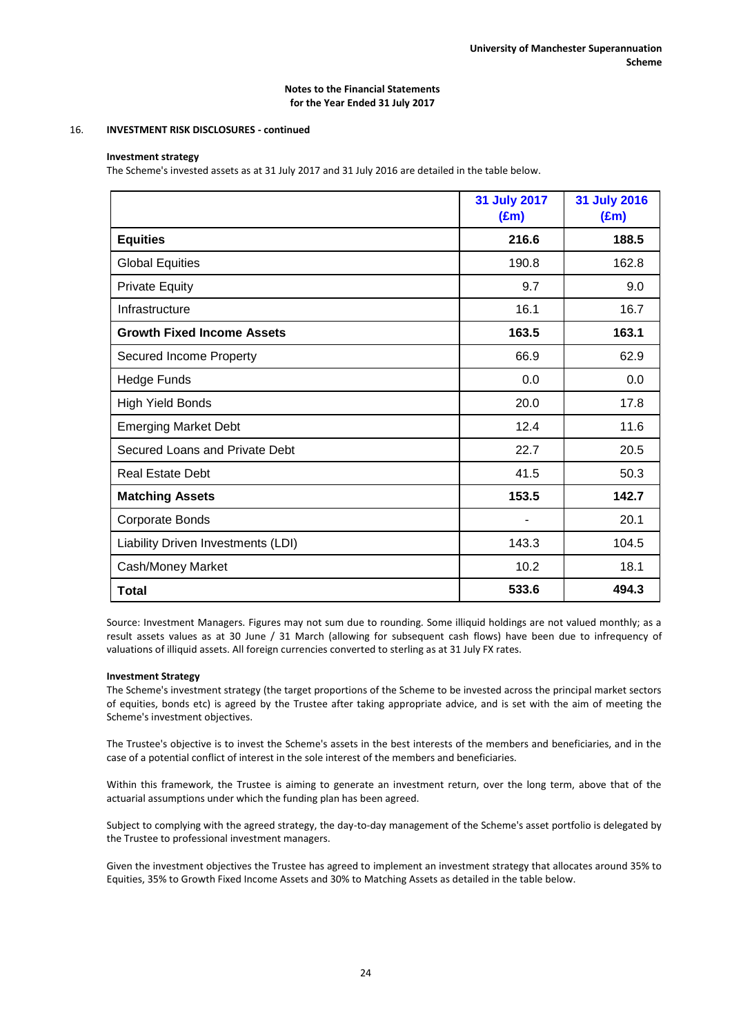Notes to the Financial Statements
for the Year Ended 31 July 2017

16. **INVESTMENT RISK DISCLOSURES - continued**

**Investment strategy**

The Scheme's invested assets as at 31 July 2017 and 31 July 2016 are detailed in the table below.

| | 31 July 2017 (£m) | 31 July 2016 (£m) |
|---|---|---|
| **Equities** | **216.6** | **188.5** |
| Global Equities | 190.8 | 162.8 |
| Private Equity | 9.7 | 9.0 |
| Infrastructure | 16.1 | 16.7 |
| **Growth Fixed Income Assets** | **163.5** | **163.1** |
| Secured Income Property | 66.9 | 62.9 |
| Hedge Funds | 0.0 | 0.0 |
| High Yield Bonds | 20.0 | 17.8 |
| Emerging Market Debt | 12.4 | 11.6 |
| Secured Loans and Private Debt | 22.7 | 20.5 |
| Real Estate Debt | 41.5 | 50.3 |
| **Matching Assets** | **153.5** | **142.7** |
| Corporate Bonds | - | 20.1 |
| Liability Driven Investments (LDI) | 143.3 | 104.5 |
| Cash/Money Market | 10.2 | 18.1 |
| **Total** | **533.6** | **494.3** |

Source: Investment Managers. Figures may not sum due to rounding. Some illiquid holdings are not valued monthly; as a result assets values as at 30 June / 31 March (allowing for subsequent cash flows) have been due to infrequency of valuations of illiquid assets. All foreign currencies converted to sterling as at 31 July FX rates.

**Investment Strategy**

The Scheme's investment strategy (the target proportions of the Scheme to be invested across the principal market sectors of equities, bonds etc) is agreed by the Trustee after taking appropriate advice, and is set with the aim of meeting the Scheme's investment objectives.

The Trustee's objective is to invest the Scheme's assets in the best interests of the members and beneficiaries, and in the case of a potential conflict of interest in the sole interest of the members and beneficiaries.

Within this framework, the Trustee is aiming to generate an investment return, over the long term, above that of the actuarial assumptions under which the funding plan has been agreed.

Subject to complying with the agreed strategy, the day-to-day management of the Scheme's asset portfolio is delegated by the Trustee to professional investment managers.

Given the investment objectives the Trustee has agreed to implement an investment strategy that allocates around 35% to Equities, 35% to Growth Fixed Income Assets and 30% to Matching Assets as detailed in the table below.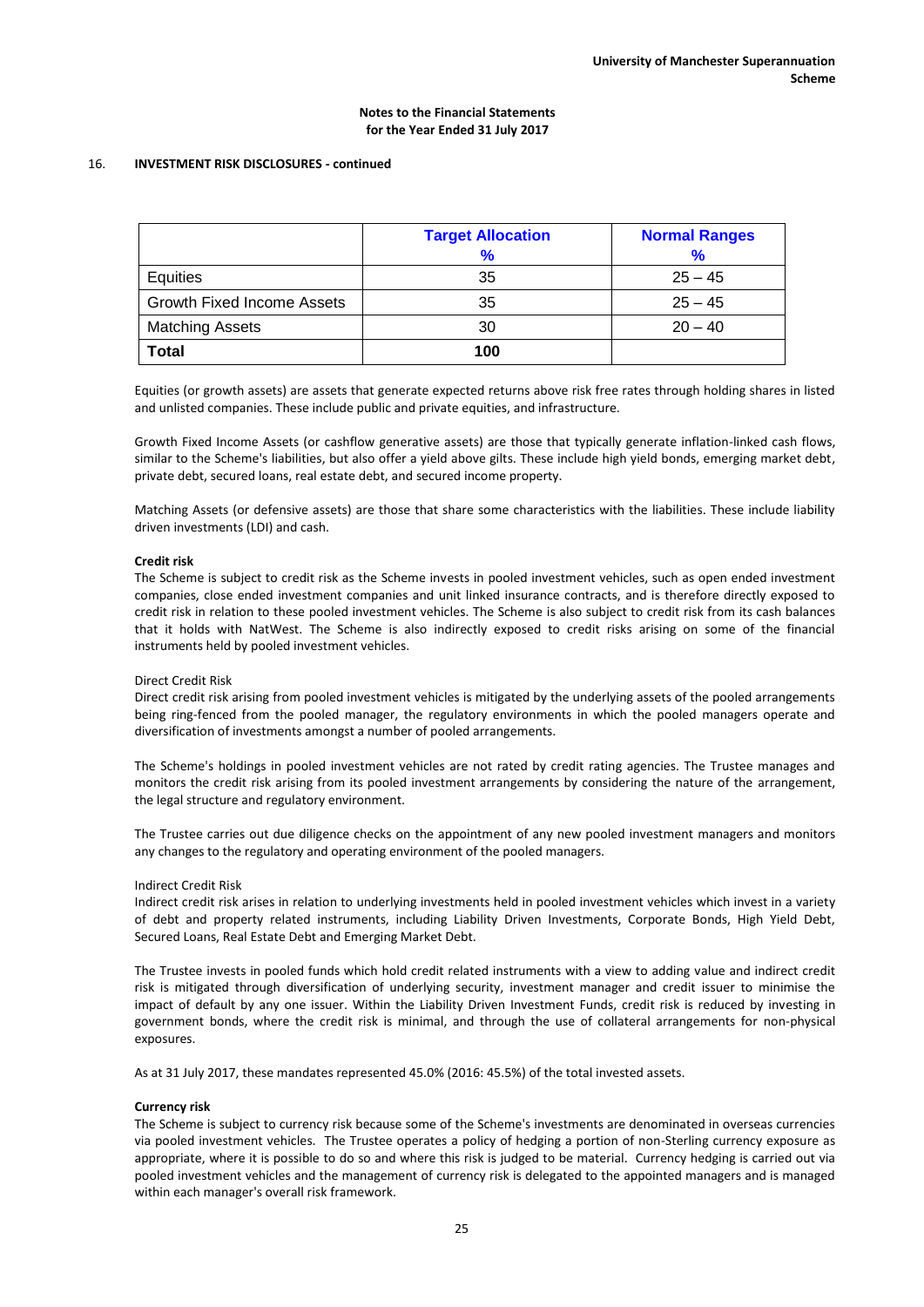## 16. INVESTMENT RISK DISCLOSURES - continued

| | Target Allocation % | Normal Ranges % |
|---|---|---|
| Equities | 35 | 25 – 45 |
| Growth Fixed Income Assets | 35 | 25 – 45 |
| Matching Assets | 30 | 20 – 40 |
| **Total** | **100** | |

Equities (or growth assets) are assets that generate expected returns above risk free rates through holding shares in listed and unlisted companies. These include public and private equities, and infrastructure.

Growth Fixed Income Assets (or cashflow generative assets) are those that typically generate inflation-linked cash flows, similar to the Scheme's liabilities, but also offer a yield above gilts. These include high yield bonds, emerging market debt, private debt, secured loans, real estate debt, and secured income property.

Matching Assets (or defensive assets) are those that share some characteristics with the liabilities. These include liability driven investments (LDI) and cash.

**Credit risk**

The Scheme is subject to credit risk as the Scheme invests in pooled investment vehicles, such as open ended investment companies, close ended investment companies and unit linked insurance contracts, and is therefore directly exposed to credit risk in relation to these pooled investment vehicles. The Scheme is also subject to credit risk from its cash balances that it holds with NatWest. The Scheme is also indirectly exposed to credit risks arising on some of the financial instruments held by pooled investment vehicles.

Direct Credit Risk

Direct credit risk arising from pooled investment vehicles is mitigated by the underlying assets of the pooled arrangements being ring-fenced from the pooled manager, the regulatory environments in which the pooled managers operate and diversification of investments amongst a number of pooled arrangements.

The Scheme's holdings in pooled investment vehicles are not rated by credit rating agencies. The Trustee manages and monitors the credit risk arising from its pooled investment arrangements by considering the nature of the arrangement, the legal structure and regulatory environment.

The Trustee carries out due diligence checks on the appointment of any new pooled investment managers and monitors any changes to the regulatory and operating environment of the pooled managers.

Indirect Credit Risk

Indirect credit risk arises in relation to underlying investments held in pooled investment vehicles which invest in a variety of debt and property related instruments, including Liability Driven Investments, Corporate Bonds, High Yield Debt, Secured Loans, Real Estate Debt and Emerging Market Debt.

The Trustee invests in pooled funds which hold credit related instruments with a view to adding value and indirect credit risk is mitigated through diversification of underlying security, investment manager and credit issuer to minimise the impact of default by any one issuer. Within the Liability Driven Investment Funds, credit risk is reduced by investing in government bonds, where the credit risk is minimal, and through the use of collateral arrangements for non-physical exposures.

As at 31 July 2017, these mandates represented 45.0% (2016: 45.5%) of the total invested assets.

**Currency risk**

The Scheme is subject to currency risk because some of the Scheme's investments are denominated in overseas currencies via pooled investment vehicles. The Trustee operates a policy of hedging a portion of non-Sterling currency exposure as appropriate, where it is possible to do so and where this risk is judged to be material. Currency hedging is carried out via pooled investment vehicles and the management of currency risk is delegated to the appointed managers and is managed within each manager's overall risk framework.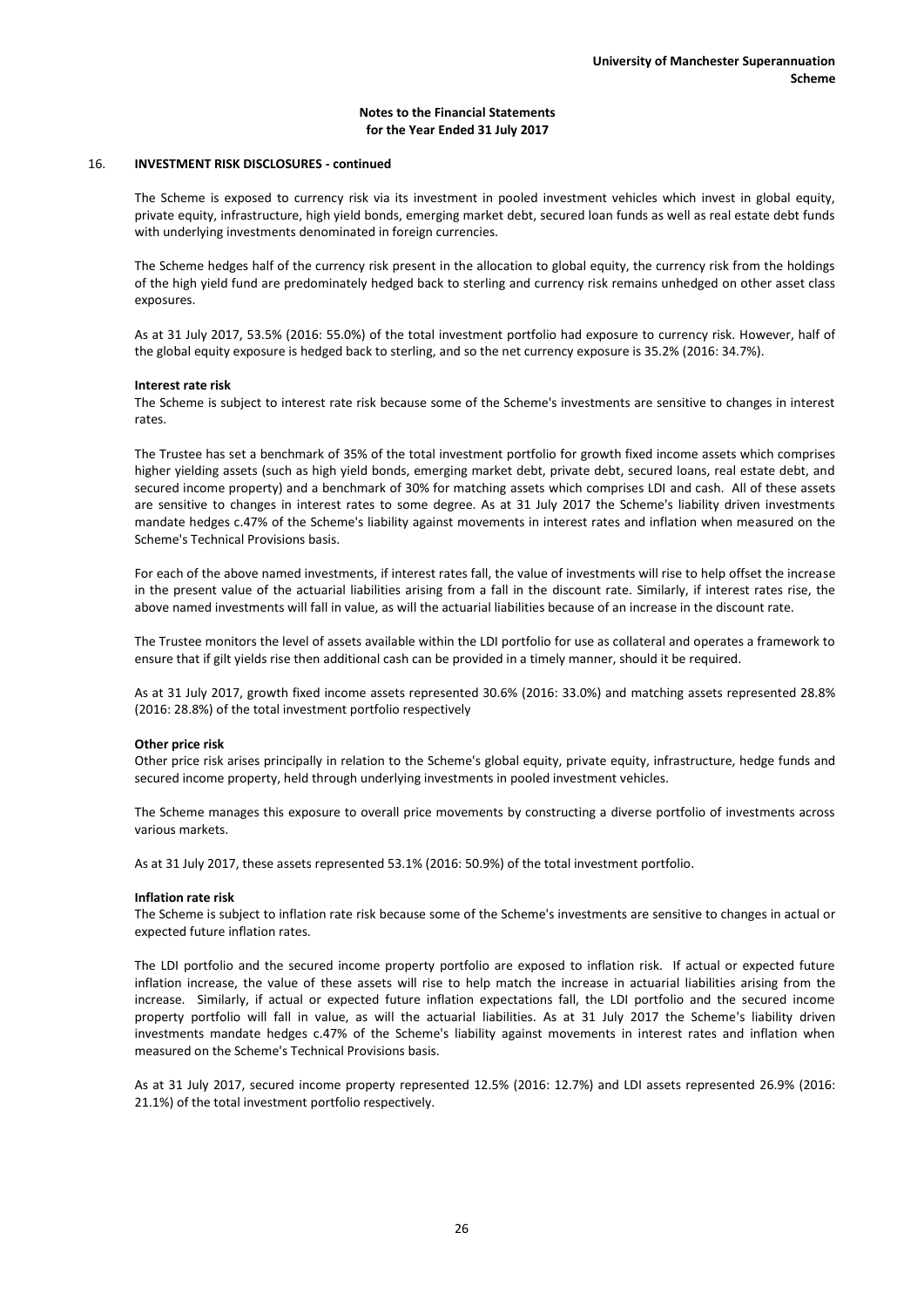## 16. INVESTMENT RISK DISCLOSURES - continued

The Scheme is exposed to currency risk via its investment in pooled investment vehicles which invest in global equity, private equity, infrastructure, high yield bonds, emerging market debt, secured loan funds as well as real estate debt funds with underlying investments denominated in foreign currencies.

The Scheme hedges half of the currency risk present in the allocation to global equity, the currency risk from the holdings of the high yield fund are predominately hedged back to sterling and currency risk remains unhedged on other asset class exposures.

As at 31 July 2017, 53.5% (2016: 55.0%) of the total investment portfolio had exposure to currency risk. However, half of the global equity exposure is hedged back to sterling, and so the net currency exposure is 35.2% (2016: 34.7%).

**Interest rate risk**

The Scheme is subject to interest rate risk because some of the Scheme's investments are sensitive to changes in interest rates.

The Trustee has set a benchmark of 35% of the total investment portfolio for growth fixed income assets which comprises higher yielding assets (such as high yield bonds, emerging market debt, private debt, secured loans, real estate debt, and secured income property) and a benchmark of 30% for matching assets which comprises LDI and cash. All of these assets are sensitive to changes in interest rates to some degree. As at 31 July 2017 the Scheme's liability driven investments mandate hedges c.47% of the Scheme's liability against movements in interest rates and inflation when measured on the Scheme's Technical Provisions basis.

For each of the above named investments, if interest rates fall, the value of investments will rise to help offset the increase in the present value of the actuarial liabilities arising from a fall in the discount rate. Similarly, if interest rates rise, the above named investments will fall in value, as will the actuarial liabilities because of an increase in the discount rate.

The Trustee monitors the level of assets available within the LDI portfolio for use as collateral and operates a framework to ensure that if gilt yields rise then additional cash can be provided in a timely manner, should it be required.

As at 31 July 2017, growth fixed income assets represented 30.6% (2016: 33.0%) and matching assets represented 28.8% (2016: 28.8%) of the total investment portfolio respectively

**Other price risk**

Other price risk arises principally in relation to the Scheme's global equity, private equity, infrastructure, hedge funds and secured income property, held through underlying investments in pooled investment vehicles.

The Scheme manages this exposure to overall price movements by constructing a diverse portfolio of investments across various markets.

As at 31 July 2017, these assets represented 53.1% (2016: 50.9%) of the total investment portfolio.

**Inflation rate risk**

The Scheme is subject to inflation rate risk because some of the Scheme's investments are sensitive to changes in actual or expected future inflation rates.

The LDI portfolio and the secured income property portfolio are exposed to inflation risk. If actual or expected future inflation increase, the value of these assets will rise to help match the increase in actuarial liabilities arising from the increase. Similarly, if actual or expected future inflation expectations fall, the LDI portfolio and the secured income property portfolio will fall in value, as will the actuarial liabilities. As at 31 July 2017 the Scheme's liability driven investments mandate hedges c.47% of the Scheme's liability against movements in interest rates and inflation when measured on the Scheme's Technical Provisions basis.

As at 31 July 2017, secured income property represented 12.5% (2016: 12.7%) and LDI assets represented 26.9% (2016: 21.1%) of the total investment portfolio respectively.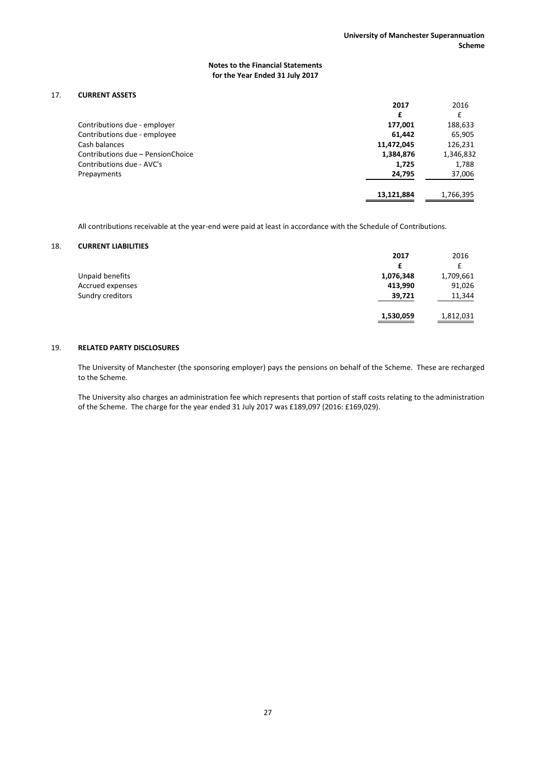## Notes to the Financial Statements for the Year Ended 31 July 2017

### 17. CURRENT ASSETS

| | **2017** | 2016 |
|---|---|---|
| | **£** | £ |
| Contributions due - employer | **177,001** | 188,633 |
| Contributions due - employee | **61,442** | 65,905 |
| Cash balances | **11,472,045** | 126,231 |
| Contributions due – PensionChoice | **1,384,876** | 1,346,832 |
| Contributions due - AVC's | **1,725** | 1,788 |
| Prepayments | **24,795** | 37,006 |
| | **13,121,884** | 1,766,395 |

All contributions receivable at the year-end were paid at least in accordance with the Schedule of Contributions.

### 18. CURRENT LIABILITIES

| | **2017** | 2016 |
|---|---|---|
| | **£** | £ |
| Unpaid benefits | **1,076,348** | 1,709,661 |
| Accrued expenses | **413,990** | 91,026 |
| Sundry creditors | **39,721** | 11,344 |
| | **1,530,059** | 1,812,031 |

### 19. RELATED PARTY DISCLOSURES

The University of Manchester (the sponsoring employer) pays the pensions on behalf of the Scheme. These are recharged to the Scheme.

The University also charges an administration fee which represents that portion of staff costs relating to the administration of the Scheme. The charge for the year ended 31 July 2017 was £189,097 (2016: £169,029).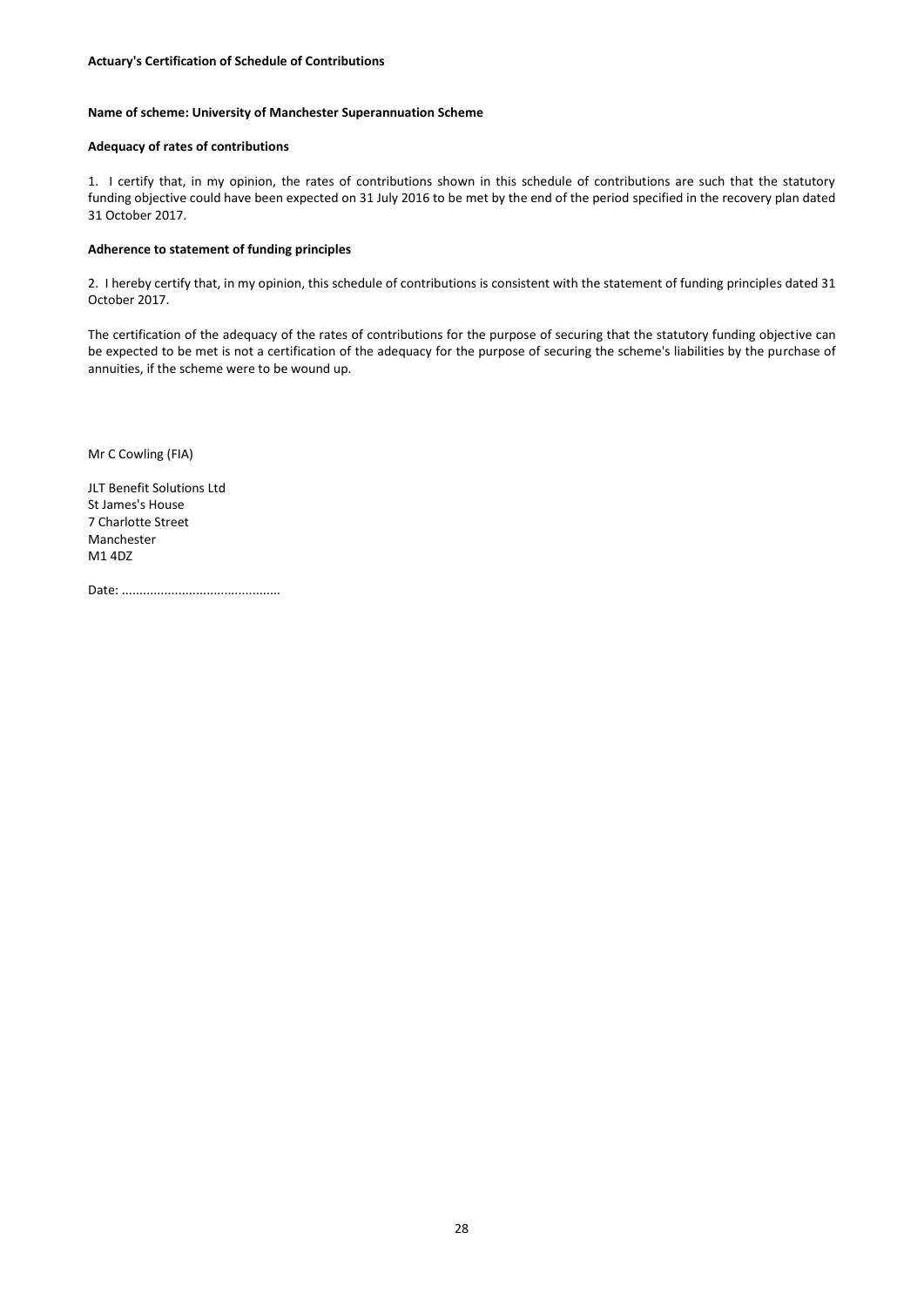**Actuary's Certification of Schedule of Contributions**

**Name of scheme: University of Manchester Superannuation Scheme**

**Adequacy of rates of contributions**

1. I certify that, in my opinion, the rates of contributions shown in this schedule of contributions are such that the statutory funding objective could have been expected on 31 July 2016 to be met by the end of the period specified in the recovery plan dated 31 October 2017.

**Adherence to statement of funding principles**

2. I hereby certify that, in my opinion, this schedule of contributions is consistent with the statement of funding principles dated 31 October 2017.

The certification of the adequacy of the rates of contributions for the purpose of securing that the statutory funding objective can be expected to be met is not a certification of the adequacy for the purpose of securing the scheme's liabilities by the purchase of annuities, if the scheme were to be wound up.

Mr C Cowling (FIA)

JLT Benefit Solutions Ltd
St James's House
7 Charlotte Street
Manchester
M1 4DZ

Date: ............................................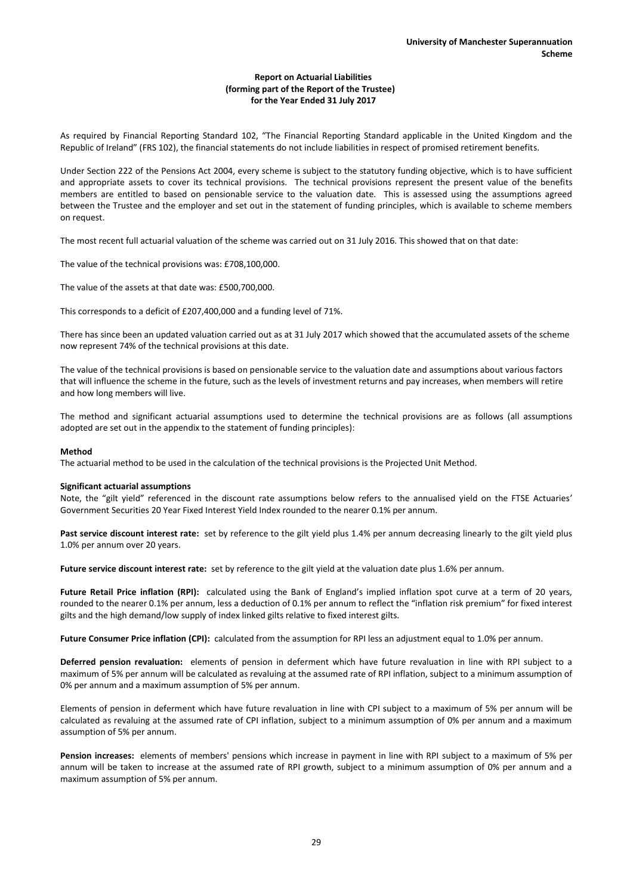## Report on Actuarial Liabilities
## (forming part of the Report of the Trustee)
## for the Year Ended 31 July 2017

As required by Financial Reporting Standard 102, "The Financial Reporting Standard applicable in the United Kingdom and the Republic of Ireland" (FRS 102), the financial statements do not include liabilities in respect of promised retirement benefits.

Under Section 222 of the Pensions Act 2004, every scheme is subject to the statutory funding objective, which is to have sufficient and appropriate assets to cover its technical provisions. The technical provisions represent the present value of the benefits members are entitled to based on pensionable service to the valuation date. This is assessed using the assumptions agreed between the Trustee and the employer and set out in the statement of funding principles, which is available to scheme members on request.

The most recent full actuarial valuation of the scheme was carried out on 31 July 2016. This showed that on that date:

The value of the technical provisions was: £708,100,000.

The value of the assets at that date was: £500,700,000.

This corresponds to a deficit of £207,400,000 and a funding level of 71%.

There has since been an updated valuation carried out as at 31 July 2017 which showed that the accumulated assets of the scheme now represent 74% of the technical provisions at this date.

The value of the technical provisions is based on pensionable service to the valuation date and assumptions about various factors that will influence the scheme in the future, such as the levels of investment returns and pay increases, when members will retire and how long members will live.

The method and significant actuarial assumptions used to determine the technical provisions are as follows (all assumptions adopted are set out in the appendix to the statement of funding principles):

**Method**

The actuarial method to be used in the calculation of the technical provisions is the Projected Unit Method.

**Significant actuarial assumptions**

Note, the "gilt yield" referenced in the discount rate assumptions below refers to the annualised yield on the FTSE Actuaries' Government Securities 20 Year Fixed Interest Yield Index rounded to the nearer 0.1% per annum.

**Past service discount interest rate:** set by reference to the gilt yield plus 1.4% per annum decreasing linearly to the gilt yield plus 1.0% per annum over 20 years.

**Future service discount interest rate:** set by reference to the gilt yield at the valuation date plus 1.6% per annum.

**Future Retail Price inflation (RPI):** calculated using the Bank of England's implied inflation spot curve at a term of 20 years, rounded to the nearer 0.1% per annum, less a deduction of 0.1% per annum to reflect the "inflation risk premium" for fixed interest gilts and the high demand/low supply of index linked gilts relative to fixed interest gilts.

**Future Consumer Price inflation (CPI):** calculated from the assumption for RPI less an adjustment equal to 1.0% per annum.

**Deferred pension revaluation:** elements of pension in deferment which have future revaluation in line with RPI subject to a maximum of 5% per annum will be calculated as revaluing at the assumed rate of RPI inflation, subject to a minimum assumption of 0% per annum and a maximum assumption of 5% per annum.

Elements of pension in deferment which have future revaluation in line with CPI subject to a maximum of 5% per annum will be calculated as revaluing at the assumed rate of CPI inflation, subject to a minimum assumption of 0% per annum and a maximum assumption of 5% per annum.

**Pension increases:** elements of members' pensions which increase in payment in line with RPI subject to a maximum of 5% per annum will be taken to increase at the assumed rate of RPI growth, subject to a minimum assumption of 0% per annum and a maximum assumption of 5% per annum.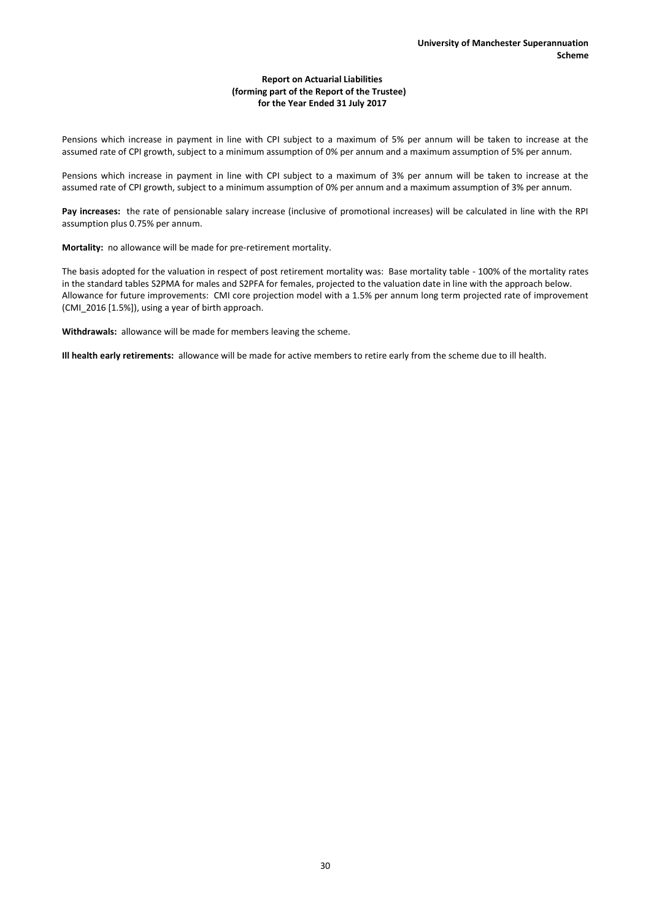Pensions which increase in payment in line with CPI subject to a maximum of 5% per annum will be taken to increase at the assumed rate of CPI growth, subject to a minimum assumption of 0% per annum and a maximum assumption of 5% per annum.

Pensions which increase in payment in line with CPI subject to a maximum of 3% per annum will be taken to increase at the assumed rate of CPI growth, subject to a minimum assumption of 0% per annum and a maximum assumption of 3% per annum.

**Pay increases:** the rate of pensionable salary increase (inclusive of promotional increases) will be calculated in line with the RPI assumption plus 0.75% per annum.

**Mortality:** no allowance will be made for pre-retirement mortality.

The basis adopted for the valuation in respect of post retirement mortality was: Base mortality table - 100% of the mortality rates in the standard tables S2PMA for males and S2PFA for females, projected to the valuation date in line with the approach below. Allowance for future improvements: CMI core projection model with a 1.5% per annum long term projected rate of improvement (CMI_2016 [1.5%]), using a year of birth approach.

**Withdrawals:** allowance will be made for members leaving the scheme.

**Ill health early retirements:** allowance will be made for active members to retire early from the scheme due to ill health.